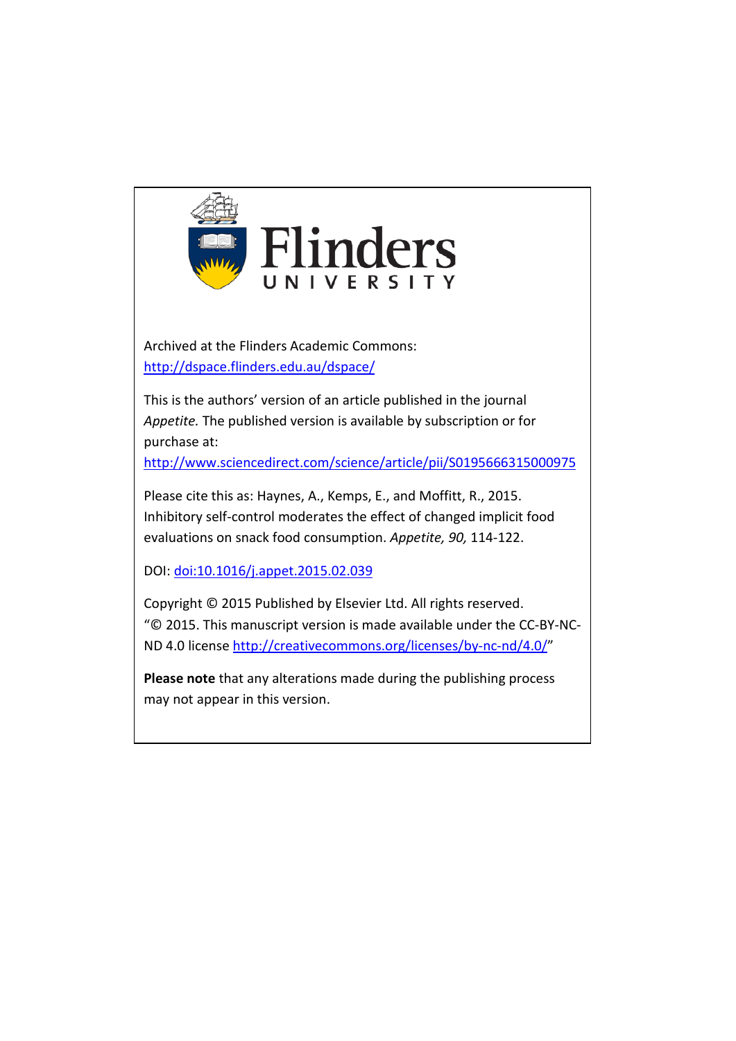Flinders UNIVERSITY

Archived at the Flinders Academic Commons:
http://dspace.flinders.edu.au/dspace/

This is the authors' version of an article published in the journal *Appetite.* The published version is available by subscription or for purchase at:
http://www.sciencedirect.com/science/article/pii/S0195666315000975

Please cite this as: Haynes, A., Kemps, E., and Moffitt, R., 2015. Inhibitory self-control moderates the effect of changed implicit food evaluations on snack food consumption. *Appetite, 90,* 114-122.

DOI: doi:10.1016/j.appet.2015.02.039

Copyright © 2015 Published by Elsevier Ltd. All rights reserved.
"© 2015. This manuscript version is made available under the CC-BY-NC-ND 4.0 license http://creativecommons.org/licenses/by-nc-nd/4.0/"

**Please note** that any alterations made during the publishing process may not appear in this version.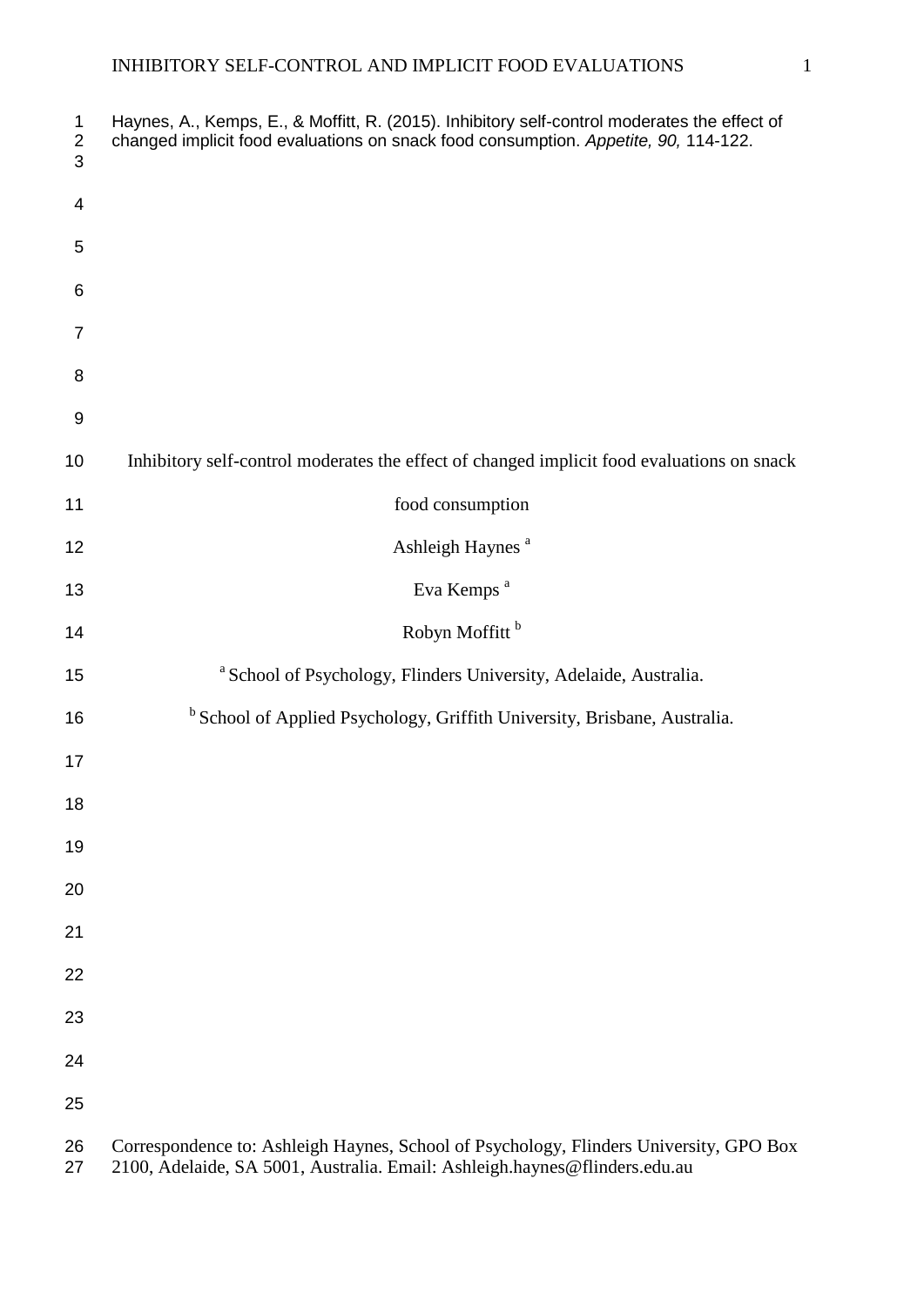Haynes, A., Kemps, E., & Moffitt, R. (2015). Inhibitory self-control moderates the effect of changed implicit food evaluations on snack food consumption. *Appetite, 90,* 114-122.

# Inhibitory self-control moderates the effect of changed implicit food evaluations on snack food consumption

Ashleigh Haynes [a]

Eva Kemps [a]

Robyn Moffitt [b]

[a] School of Psychology, Flinders University, Adelaide, Australia.

[b] School of Applied Psychology, Griffith University, Brisbane, Australia.

Correspondence to: Ashleigh Haynes, School of Psychology, Flinders University, GPO Box 2100, Adelaide, SA 5001, Australia. Email: Ashleigh.haynes@flinders.edu.au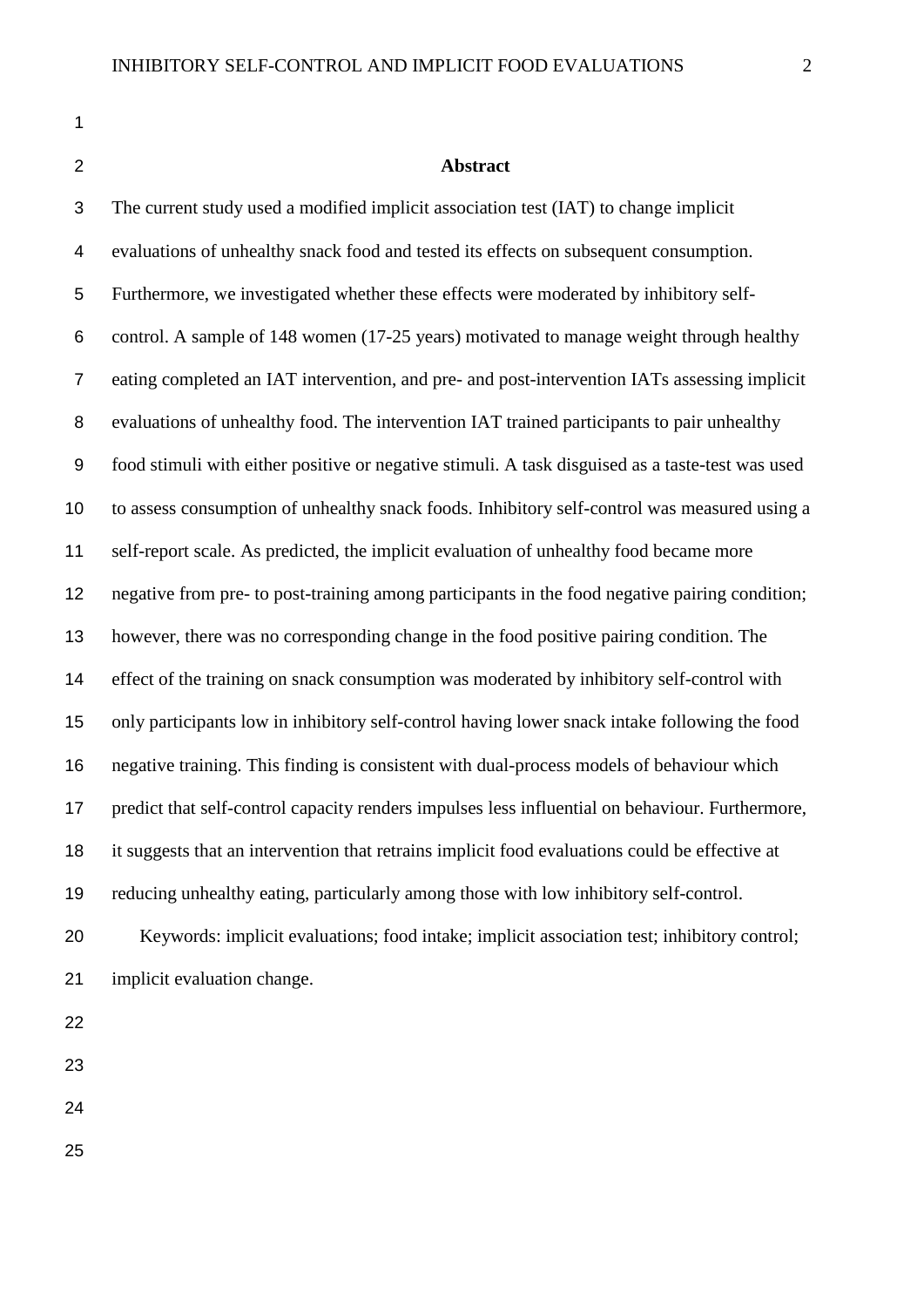## Abstract

The current study used a modified implicit association test (IAT) to change implicit evaluations of unhealthy snack food and tested its effects on subsequent consumption. Furthermore, we investigated whether these effects were moderated by inhibitory self-control. A sample of 148 women (17-25 years) motivated to manage weight through healthy eating completed an IAT intervention, and pre- and post-intervention IATs assessing implicit evaluations of unhealthy food. The intervention IAT trained participants to pair unhealthy food stimuli with either positive or negative stimuli. A task disguised as a taste-test was used to assess consumption of unhealthy snack foods. Inhibitory self-control was measured using a self-report scale. As predicted, the implicit evaluation of unhealthy food became more negative from pre- to post-training among participants in the food negative pairing condition; however, there was no corresponding change in the food positive pairing condition. The effect of the training on snack consumption was moderated by inhibitory self-control with only participants low in inhibitory self-control having lower snack intake following the food negative training. This finding is consistent with dual-process models of behaviour which predict that self-control capacity renders impulses less influential on behaviour. Furthermore, it suggests that an intervention that retrains implicit food evaluations could be effective at reducing unhealthy eating, particularly among those with low inhibitory self-control.

Keywords: implicit evaluations; food intake; implicit association test; inhibitory control; implicit evaluation change.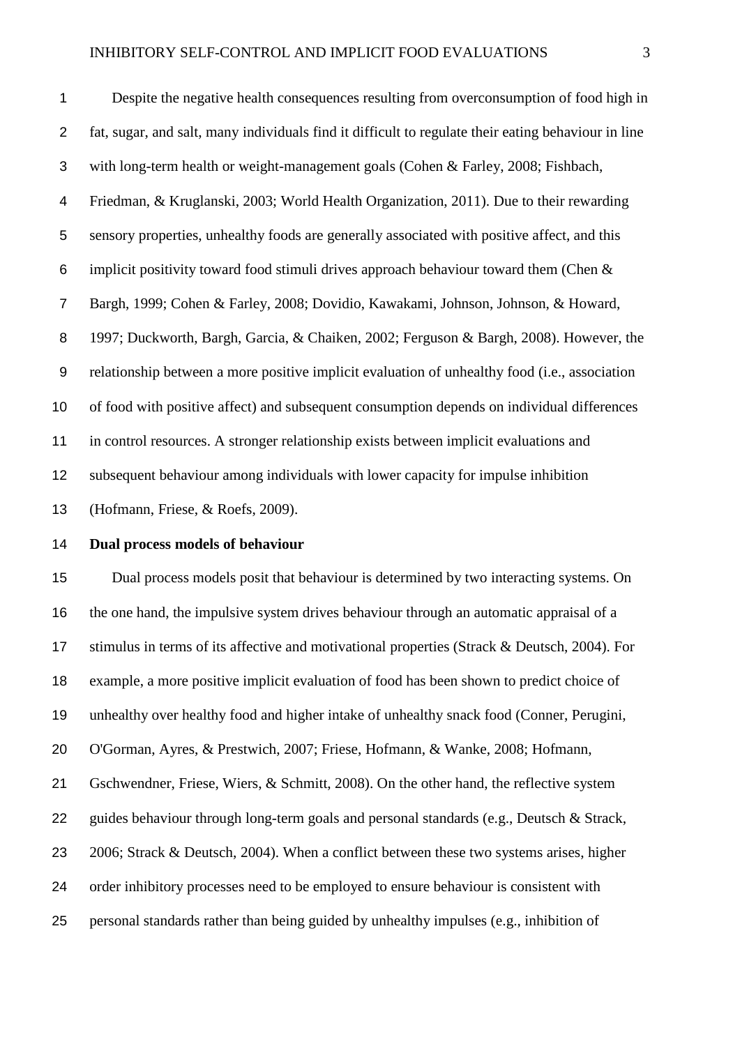Despite the negative health consequences resulting from overconsumption of food high in fat, sugar, and salt, many individuals find it difficult to regulate their eating behaviour in line with long-term health or weight-management goals (Cohen & Farley, 2008; Fishbach, Friedman, & Kruglanski, 2003; World Health Organization, 2011). Due to their rewarding sensory properties, unhealthy foods are generally associated with positive affect, and this implicit positivity toward food stimuli drives approach behaviour toward them (Chen & Bargh, 1999; Cohen & Farley, 2008; Dovidio, Kawakami, Johnson, Johnson, & Howard, 1997; Duckworth, Bargh, Garcia, & Chaiken, 2002; Ferguson & Bargh, 2008). However, the relationship between a more positive implicit evaluation of unhealthy food (i.e., association of food with positive affect) and subsequent consumption depends on individual differences in control resources. A stronger relationship exists between implicit evaluations and subsequent behaviour among individuals with lower capacity for impulse inhibition (Hofmann, Friese, & Roefs, 2009).

## Dual process models of behaviour

Dual process models posit that behaviour is determined by two interacting systems. On the one hand, the impulsive system drives behaviour through an automatic appraisal of a stimulus in terms of its affective and motivational properties (Strack & Deutsch, 2004). For example, a more positive implicit evaluation of food has been shown to predict choice of unhealthy over healthy food and higher intake of unhealthy snack food (Conner, Perugini, O'Gorman, Ayres, & Prestwich, 2007; Friese, Hofmann, & Wanke, 2008; Hofmann, Gschwendner, Friese, Wiers, & Schmitt, 2008). On the other hand, the reflective system guides behaviour through long-term goals and personal standards (e.g., Deutsch & Strack, 2006; Strack & Deutsch, 2004). When a conflict between these two systems arises, higher order inhibitory processes need to be employed to ensure behaviour is consistent with personal standards rather than being guided by unhealthy impulses (e.g., inhibition of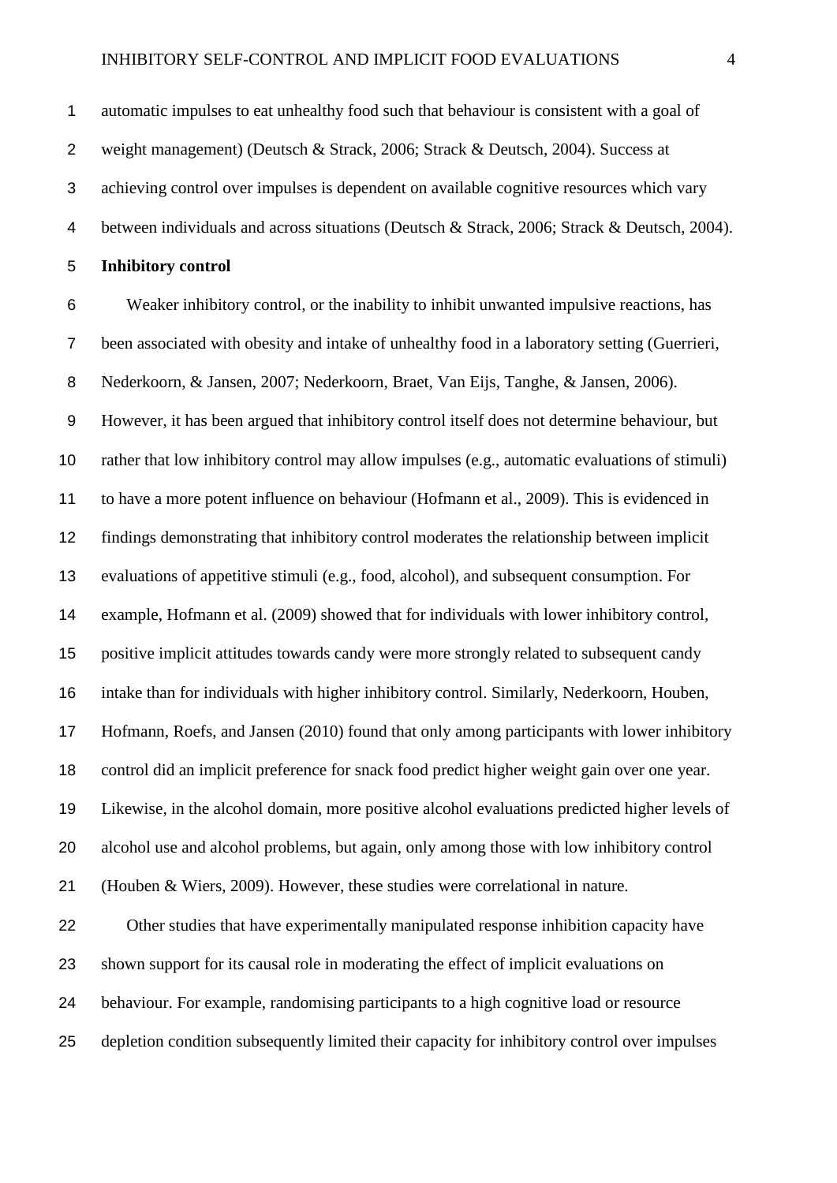automatic impulses to eat unhealthy food such that behaviour is consistent with a goal of weight management) (Deutsch & Strack, 2006; Strack & Deutsch, 2004). Success at achieving control over impulses is dependent on available cognitive resources which vary between individuals and across situations (Deutsch & Strack, 2006; Strack & Deutsch, 2004).

**Inhibitory control**

Weaker inhibitory control, or the inability to inhibit unwanted impulsive reactions, has been associated with obesity and intake of unhealthy food in a laboratory setting (Guerrieri, Nederkoorn, & Jansen, 2007; Nederkoorn, Braet, Van Eijs, Tanghe, & Jansen, 2006). However, it has been argued that inhibitory control itself does not determine behaviour, but rather that low inhibitory control may allow impulses (e.g., automatic evaluations of stimuli) to have a more potent influence on behaviour (Hofmann et al., 2009). This is evidenced in findings demonstrating that inhibitory control moderates the relationship between implicit evaluations of appetitive stimuli (e.g., food, alcohol), and subsequent consumption. For example, Hofmann et al. (2009) showed that for individuals with lower inhibitory control, positive implicit attitudes towards candy were more strongly related to subsequent candy intake than for individuals with higher inhibitory control. Similarly, Nederkoorn, Houben, Hofmann, Roefs, and Jansen (2010) found that only among participants with lower inhibitory control did an implicit preference for snack food predict higher weight gain over one year. Likewise, in the alcohol domain, more positive alcohol evaluations predicted higher levels of alcohol use and alcohol problems, but again, only among those with low inhibitory control (Houben & Wiers, 2009). However, these studies were correlational in nature.

Other studies that have experimentally manipulated response inhibition capacity have shown support for its causal role in moderating the effect of implicit evaluations on behaviour. For example, randomising participants to a high cognitive load or resource depletion condition subsequently limited their capacity for inhibitory control over impulses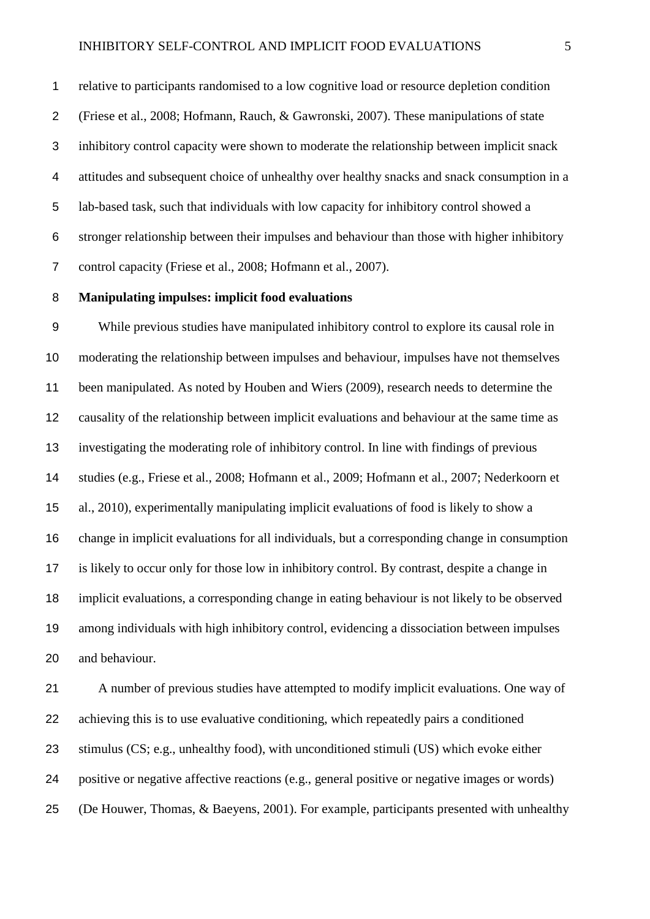relative to participants randomised to a low cognitive load or resource depletion condition (Friese et al., 2008; Hofmann, Rauch, & Gawronski, 2007). These manipulations of state inhibitory control capacity were shown to moderate the relationship between implicit snack attitudes and subsequent choice of unhealthy over healthy snacks and snack consumption in a lab-based task, such that individuals with low capacity for inhibitory control showed a stronger relationship between their impulses and behaviour than those with higher inhibitory control capacity (Friese et al., 2008; Hofmann et al., 2007).

**Manipulating impulses: implicit food evaluations**

While previous studies have manipulated inhibitory control to explore its causal role in moderating the relationship between impulses and behaviour, impulses have not themselves been manipulated. As noted by Houben and Wiers (2009), research needs to determine the causality of the relationship between implicit evaluations and behaviour at the same time as investigating the moderating role of inhibitory control. In line with findings of previous studies (e.g., Friese et al., 2008; Hofmann et al., 2009; Hofmann et al., 2007; Nederkoorn et al., 2010), experimentally manipulating implicit evaluations of food is likely to show a change in implicit evaluations for all individuals, but a corresponding change in consumption is likely to occur only for those low in inhibitory control. By contrast, despite a change in implicit evaluations, a corresponding change in eating behaviour is not likely to be observed among individuals with high inhibitory control, evidencing a dissociation between impulses and behaviour.

A number of previous studies have attempted to modify implicit evaluations. One way of achieving this is to use evaluative conditioning, which repeatedly pairs a conditioned stimulus (CS; e.g., unhealthy food), with unconditioned stimuli (US) which evoke either positive or negative affective reactions (e.g., general positive or negative images or words) (De Houwer, Thomas, & Baeyens, 2001). For example, participants presented with unhealthy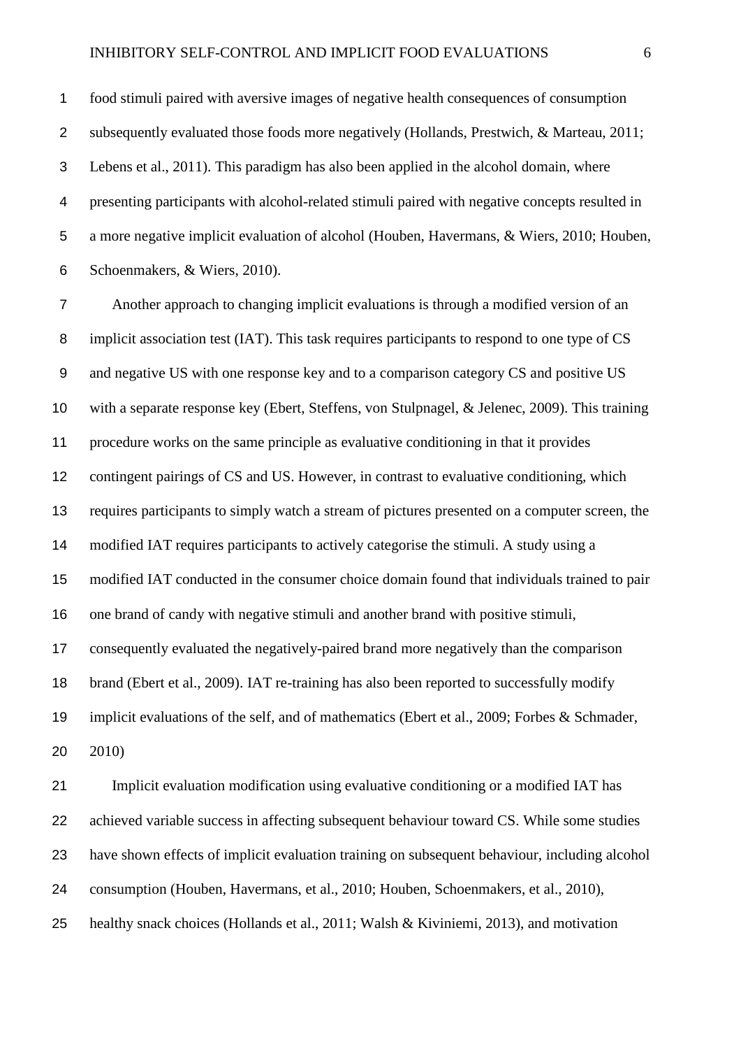food stimuli paired with aversive images of negative health consequences of consumption subsequently evaluated those foods more negatively (Hollands, Prestwich, & Marteau, 2011; Lebens et al., 2011). This paradigm has also been applied in the alcohol domain, where presenting participants with alcohol-related stimuli paired with negative concepts resulted in a more negative implicit evaluation of alcohol (Houben, Havermans, & Wiers, 2010; Houben, Schoenmakers, & Wiers, 2010).

Another approach to changing implicit evaluations is through a modified version of an implicit association test (IAT). This task requires participants to respond to one type of CS and negative US with one response key and to a comparison category CS and positive US with a separate response key (Ebert, Steffens, von Stulpnagel, & Jelenec, 2009). This training procedure works on the same principle as evaluative conditioning in that it provides contingent pairings of CS and US. However, in contrast to evaluative conditioning, which requires participants to simply watch a stream of pictures presented on a computer screen, the modified IAT requires participants to actively categorise the stimuli. A study using a modified IAT conducted in the consumer choice domain found that individuals trained to pair one brand of candy with negative stimuli and another brand with positive stimuli, consequently evaluated the negatively-paired brand more negatively than the comparison brand (Ebert et al., 2009). IAT re-training has also been reported to successfully modify implicit evaluations of the self, and of mathematics (Ebert et al., 2009; Forbes & Schmader, 2010)

Implicit evaluation modification using evaluative conditioning or a modified IAT has achieved variable success in affecting subsequent behaviour toward CS. While some studies have shown effects of implicit evaluation training on subsequent behaviour, including alcohol consumption (Houben, Havermans, et al., 2010; Houben, Schoenmakers, et al., 2010), healthy snack choices (Hollands et al., 2011; Walsh & Kiviniemi, 2013), and motivation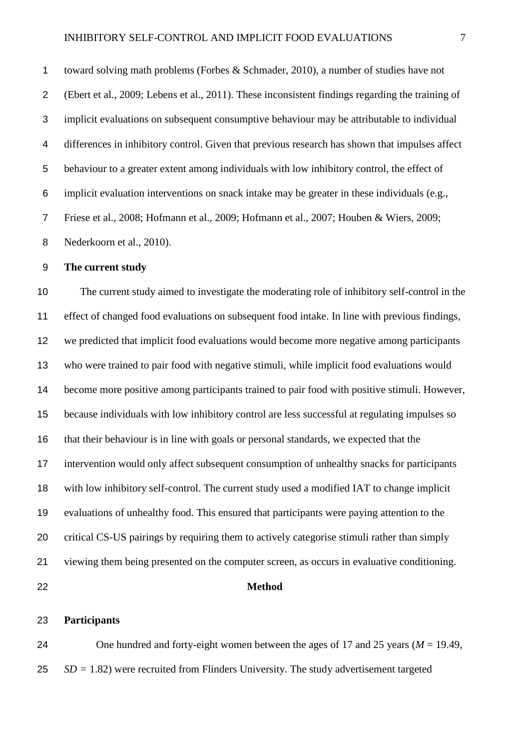toward solving math problems (Forbes & Schmader, 2010), a number of studies have not (Ebert et al., 2009; Lebens et al., 2011). These inconsistent findings regarding the training of implicit evaluations on subsequent consumptive behaviour may be attributable to individual differences in inhibitory control. Given that previous research has shown that impulses affect behaviour to a greater extent among individuals with low inhibitory control, the effect of implicit evaluation interventions on snack intake may be greater in these individuals (e.g., Friese et al., 2008; Hofmann et al., 2009; Hofmann et al., 2007; Houben & Wiers, 2009; Nederkoorn et al., 2010).

## The current study

The current study aimed to investigate the moderating role of inhibitory self-control in the effect of changed food evaluations on subsequent food intake. In line with previous findings, we predicted that implicit food evaluations would become more negative among participants who were trained to pair food with negative stimuli, while implicit food evaluations would become more positive among participants trained to pair food with positive stimuli. However, because individuals with low inhibitory control are less successful at regulating impulses so that their behaviour is in line with goals or personal standards, we expected that the intervention would only affect subsequent consumption of unhealthy snacks for participants with low inhibitory self-control. The current study used a modified IAT to change implicit evaluations of unhealthy food. This ensured that participants were paying attention to the critical CS-US pairings by requiring them to actively categorise stimuli rather than simply viewing them being presented on the computer screen, as occurs in evaluative conditioning.

# Method

## Participants

One hundred and forty-eight women between the ages of 17 and 25 years (*M* = 19.49, *SD* = 1.82) were recruited from Flinders University. The study advertisement targeted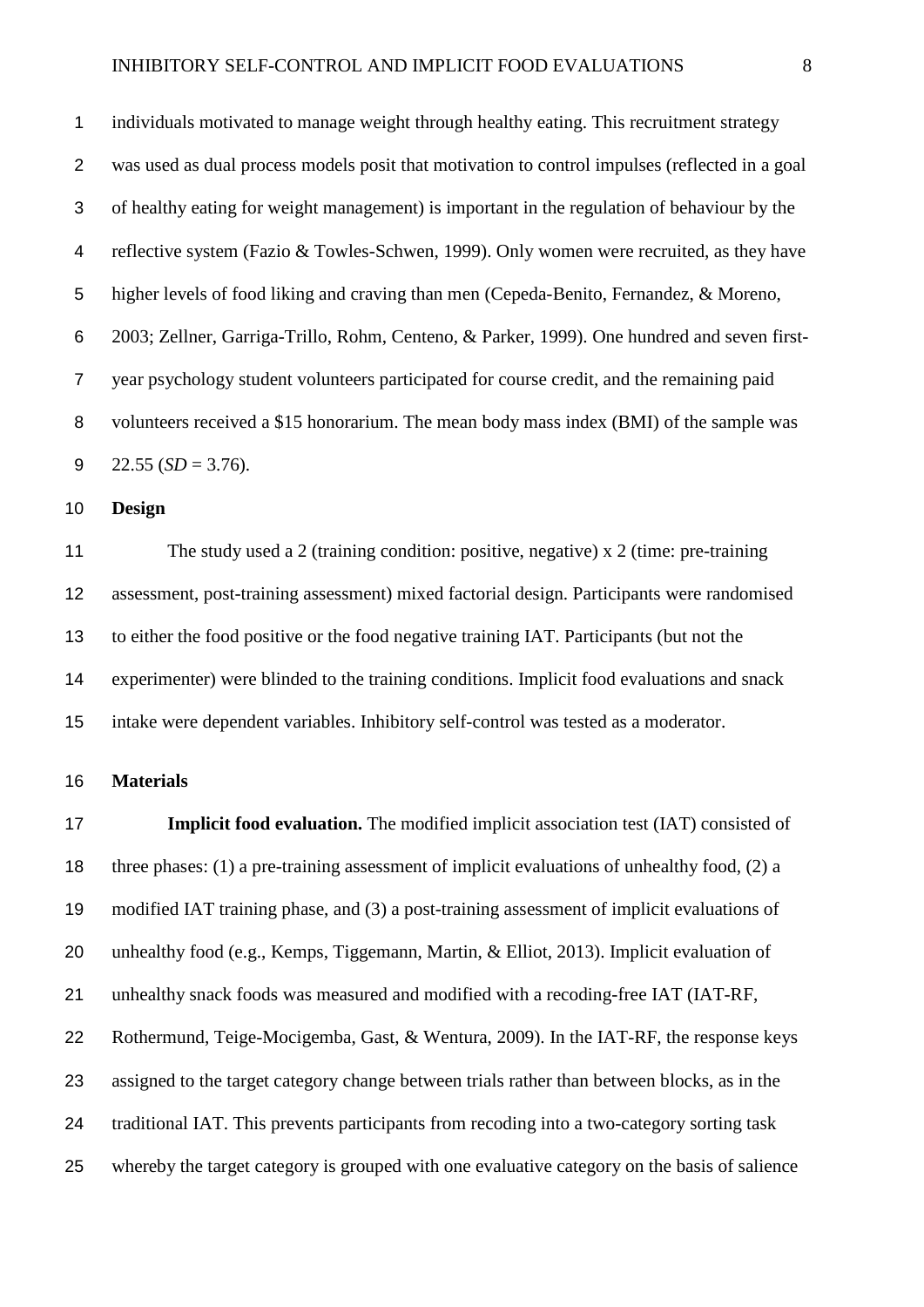individuals motivated to manage weight through healthy eating. This recruitment strategy was used as dual process models posit that motivation to control impulses (reflected in a goal of healthy eating for weight management) is important in the regulation of behaviour by the reflective system (Fazio & Towles-Schwen, 1999). Only women were recruited, as they have higher levels of food liking and craving than men (Cepeda-Benito, Fernandez, & Moreno, 2003; Zellner, Garriga-Trillo, Rohm, Centeno, & Parker, 1999). One hundred and seven first-year psychology student volunteers participated for course credit, and the remaining paid volunteers received a $15 honorarium. The mean body mass index (BMI) of the sample was 22.55 (*SD* = 3.76).

**Design**

The study used a 2 (training condition: positive, negative) x 2 (time: pre-training assessment, post-training assessment) mixed factorial design. Participants were randomised to either the food positive or the food negative training IAT. Participants (but not the experimenter) were blinded to the training conditions. Implicit food evaluations and snack intake were dependent variables. Inhibitory self-control was tested as a moderator.

**Materials**

**Implicit food evaluation.** The modified implicit association test (IAT) consisted of three phases: (1) a pre-training assessment of implicit evaluations of unhealthy food, (2) a modified IAT training phase, and (3) a post-training assessment of implicit evaluations of unhealthy food (e.g., Kemps, Tiggemann, Martin, & Elliot, 2013). Implicit evaluation of unhealthy snack foods was measured and modified with a recoding-free IAT (IAT-RF, Rothermund, Teige-Mocigemba, Gast, & Wentura, 2009). In the IAT-RF, the response keys assigned to the target category change between trials rather than between blocks, as in the traditional IAT. This prevents participants from recoding into a two-category sorting task whereby the target category is grouped with one evaluative category on the basis of salience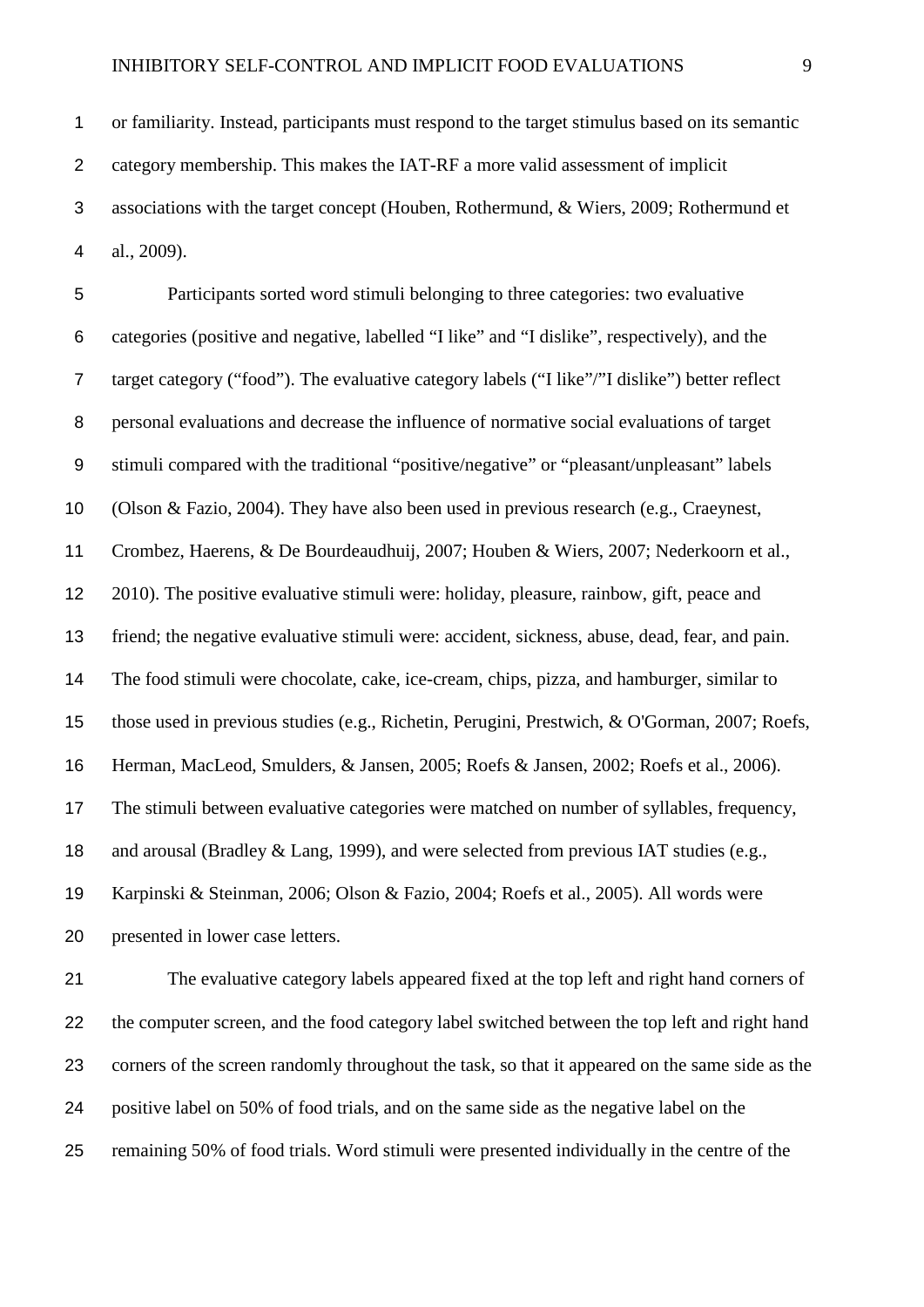or familiarity. Instead, participants must respond to the target stimulus based on its semantic category membership. This makes the IAT-RF a more valid assessment of implicit associations with the target concept (Houben, Rothermund, & Wiers, 2009; Rothermund et al., 2009).

Participants sorted word stimuli belonging to three categories: two evaluative categories (positive and negative, labelled "I like" and "I dislike", respectively), and the target category ("food"). The evaluative category labels ("I like"/"I dislike") better reflect personal evaluations and decrease the influence of normative social evaluations of target stimuli compared with the traditional "positive/negative" or "pleasant/unpleasant" labels (Olson & Fazio, 2004). They have also been used in previous research (e.g., Craeynest, Crombez, Haerens, & De Bourdeaudhuij, 2007; Houben & Wiers, 2007; Nederkoorn et al., 2010). The positive evaluative stimuli were: holiday, pleasure, rainbow, gift, peace and friend; the negative evaluative stimuli were: accident, sickness, abuse, dead, fear, and pain. The food stimuli were chocolate, cake, ice-cream, chips, pizza, and hamburger, similar to those used in previous studies (e.g., Richetin, Perugini, Prestwich, & O'Gorman, 2007; Roefs, Herman, MacLeod, Smulders, & Jansen, 2005; Roefs & Jansen, 2002; Roefs et al., 2006). The stimuli between evaluative categories were matched on number of syllables, frequency, and arousal (Bradley & Lang, 1999), and were selected from previous IAT studies (e.g., Karpinski & Steinman, 2006; Olson & Fazio, 2004; Roefs et al., 2005). All words were presented in lower case letters.

The evaluative category labels appeared fixed at the top left and right hand corners of the computer screen, and the food category label switched between the top left and right hand corners of the screen randomly throughout the task, so that it appeared on the same side as the positive label on 50% of food trials, and on the same side as the negative label on the remaining 50% of food trials. Word stimuli were presented individually in the centre of the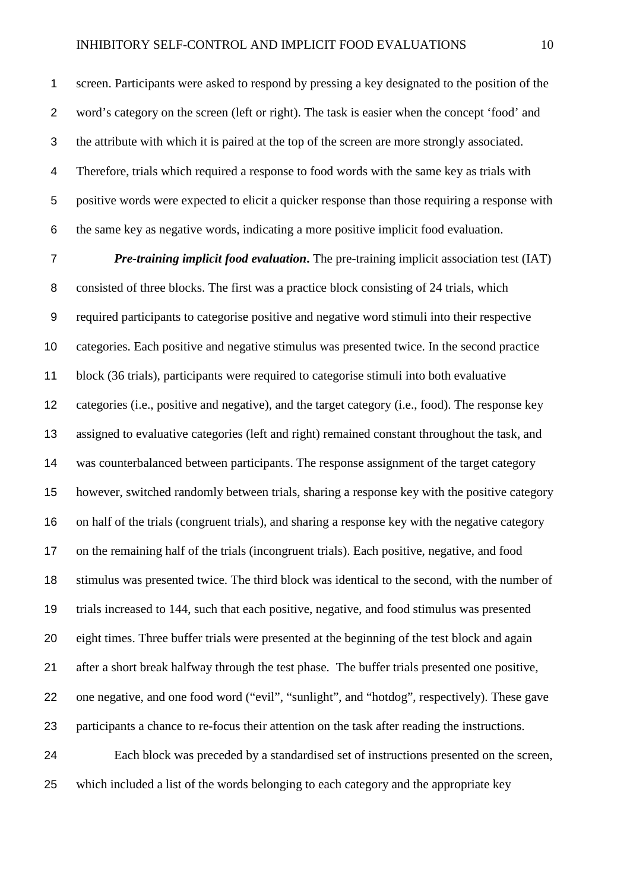screen. Participants were asked to respond by pressing a key designated to the position of the word's category on the screen (left or right). The task is easier when the concept 'food' and the attribute with which it is paired at the top of the screen are more strongly associated. Therefore, trials which required a response to food words with the same key as trials with positive words were expected to elicit a quicker response than those requiring a response with the same key as negative words, indicating a more positive implicit food evaluation.

***Pre-training implicit food evaluation*.** The pre-training implicit association test (IAT) consisted of three blocks. The first was a practice block consisting of 24 trials, which required participants to categorise positive and negative word stimuli into their respective categories. Each positive and negative stimulus was presented twice. In the second practice block (36 trials), participants were required to categorise stimuli into both evaluative categories (i.e., positive and negative), and the target category (i.e., food). The response key assigned to evaluative categories (left and right) remained constant throughout the task, and was counterbalanced between participants. The response assignment of the target category however, switched randomly between trials, sharing a response key with the positive category on half of the trials (congruent trials), and sharing a response key with the negative category on the remaining half of the trials (incongruent trials). Each positive, negative, and food stimulus was presented twice. The third block was identical to the second, with the number of trials increased to 144, such that each positive, negative, and food stimulus was presented eight times. Three buffer trials were presented at the beginning of the test block and again after a short break halfway through the test phase. The buffer trials presented one positive, one negative, and one food word ("evil", "sunlight", and "hotdog", respectively). These gave participants a chance to re-focus their attention on the task after reading the instructions.

Each block was preceded by a standardised set of instructions presented on the screen, which included a list of the words belonging to each category and the appropriate key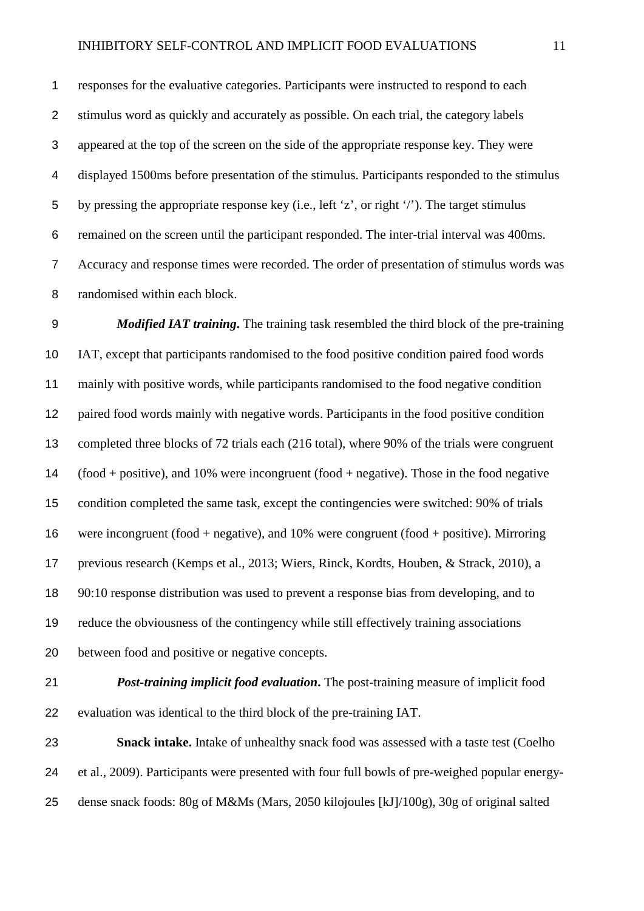responses for the evaluative categories. Participants were instructed to respond to each stimulus word as quickly and accurately as possible. On each trial, the category labels appeared at the top of the screen on the side of the appropriate response key. They were displayed 1500ms before presentation of the stimulus. Participants responded to the stimulus by pressing the appropriate response key (i.e., left 'z', or right '/'). The target stimulus remained on the screen until the participant responded. The inter-trial interval was 400ms. Accuracy and response times were recorded. The order of presentation of stimulus words was randomised within each block.

***Modified IAT training*.** The training task resembled the third block of the pre-training IAT, except that participants randomised to the food positive condition paired food words mainly with positive words, while participants randomised to the food negative condition paired food words mainly with negative words. Participants in the food positive condition completed three blocks of 72 trials each (216 total), where 90% of the trials were congruent (food + positive), and 10% were incongruent (food + negative). Those in the food negative condition completed the same task, except the contingencies were switched: 90% of trials were incongruent (food + negative), and 10% were congruent (food + positive). Mirroring previous research (Kemps et al., 2013; Wiers, Rinck, Kordts, Houben, & Strack, 2010), a 90:10 response distribution was used to prevent a response bias from developing, and to reduce the obviousness of the contingency while still effectively training associations between food and positive or negative concepts.

***Post-training implicit food evaluation*.** The post-training measure of implicit food evaluation was identical to the third block of the pre-training IAT.

**Snack intake.** Intake of unhealthy snack food was assessed with a taste test (Coelho et al., 2009). Participants were presented with four full bowls of pre-weighed popular energy-dense snack foods: 80g of M&Ms (Mars, 2050 kilojoules [kJ]/100g), 30g of original salted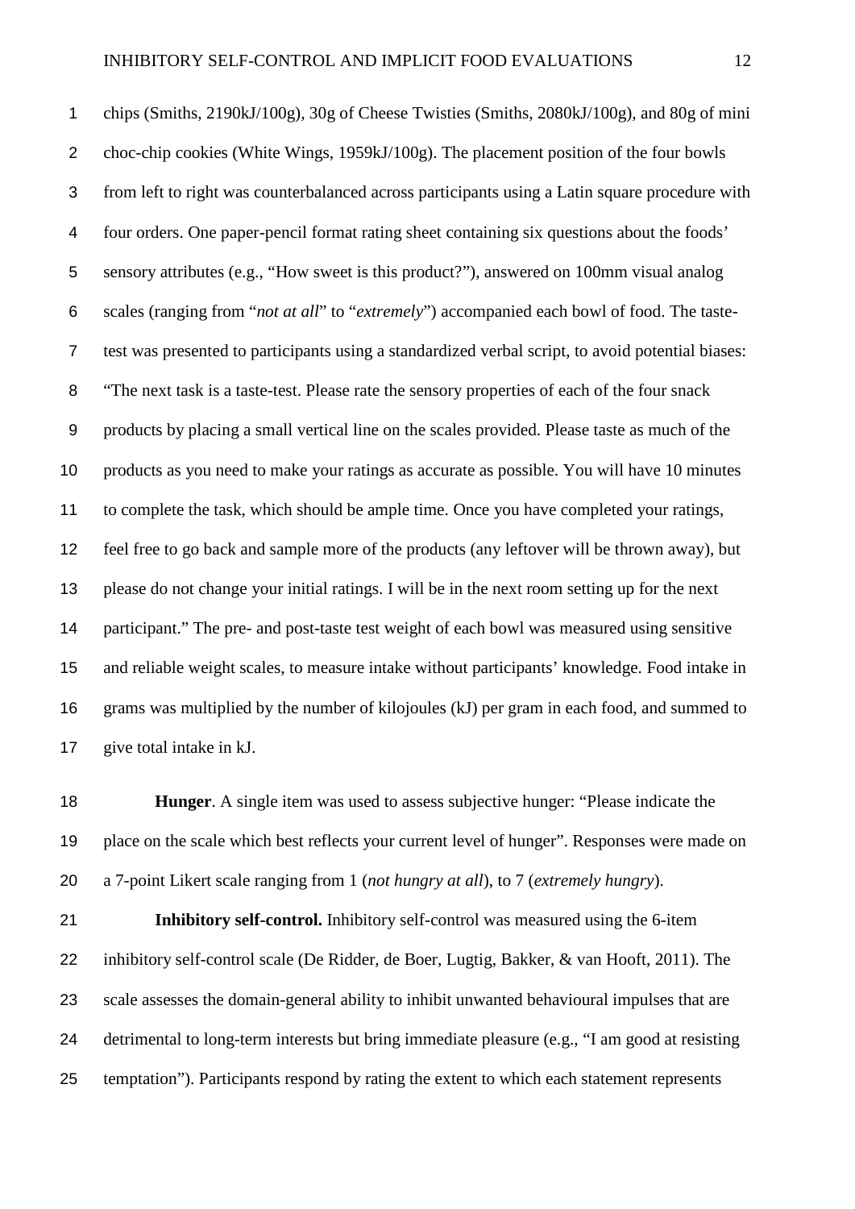chips (Smiths, 2190kJ/100g), 30g of Cheese Twisties (Smiths, 2080kJ/100g), and 80g of mini choc-chip cookies (White Wings, 1959kJ/100g). The placement position of the four bowls from left to right was counterbalanced across participants using a Latin square procedure with four orders. One paper-pencil format rating sheet containing six questions about the foods' sensory attributes (e.g., "How sweet is this product?"), answered on 100mm visual analog scales (ranging from "*not at all*" to "*extremely*") accompanied each bowl of food. The taste-test was presented to participants using a standardized verbal script, to avoid potential biases: "The next task is a taste-test. Please rate the sensory properties of each of the four snack products by placing a small vertical line on the scales provided. Please taste as much of the products as you need to make your ratings as accurate as possible. You will have 10 minutes to complete the task, which should be ample time. Once you have completed your ratings, feel free to go back and sample more of the products (any leftover will be thrown away), but please do not change your initial ratings. I will be in the next room setting up for the next participant." The pre- and post-taste test weight of each bowl was measured using sensitive and reliable weight scales, to measure intake without participants' knowledge. Food intake in grams was multiplied by the number of kilojoules (kJ) per gram in each food, and summed to give total intake in kJ.

**Hunger**. A single item was used to assess subjective hunger: "Please indicate the place on the scale which best reflects your current level of hunger". Responses were made on a 7-point Likert scale ranging from 1 (*not hungry at all*), to 7 (*extremely hungry*).

**Inhibitory self-control.** Inhibitory self-control was measured using the 6-item inhibitory self-control scale (De Ridder, de Boer, Lugtig, Bakker, & van Hooft, 2011). The scale assesses the domain-general ability to inhibit unwanted behavioural impulses that are detrimental to long-term interests but bring immediate pleasure (e.g., "I am good at resisting temptation"). Participants respond by rating the extent to which each statement represents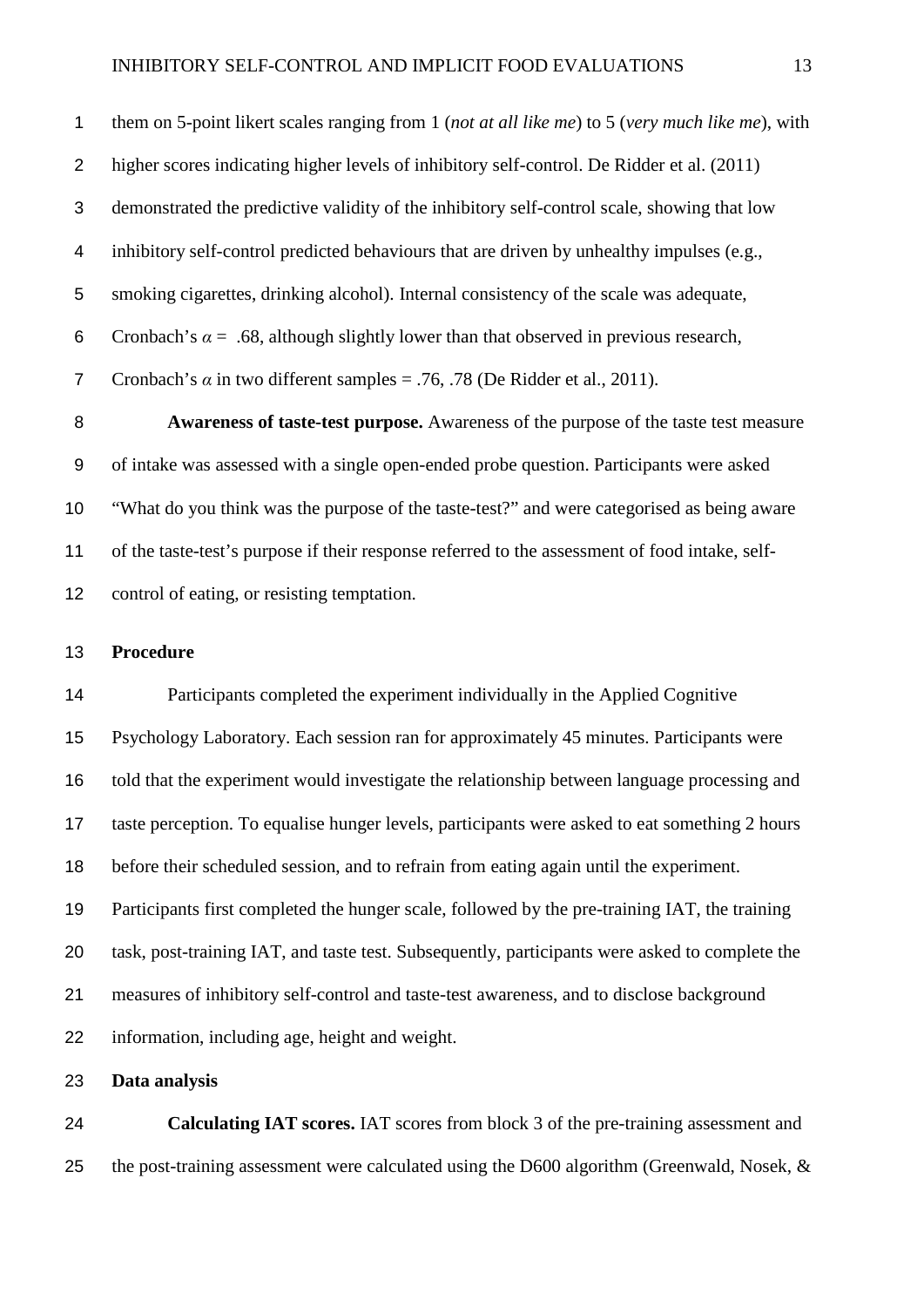them on 5-point likert scales ranging from 1 (*not at all like me*) to 5 (*very much like me*), with higher scores indicating higher levels of inhibitory self-control. De Ridder et al. (2011) demonstrated the predictive validity of the inhibitory self-control scale, showing that low inhibitory self-control predicted behaviours that are driven by unhealthy impulses (e.g., smoking cigarettes, drinking alcohol). Internal consistency of the scale was adequate, Cronbach's $\alpha$ = .68, although slightly lower than that observed in previous research, Cronbach's $\alpha$ in two different samples = .76, .78 (De Ridder et al., 2011).

**Awareness of taste-test purpose.** Awareness of the purpose of the taste test measure of intake was assessed with a single open-ended probe question. Participants were asked "What do you think was the purpose of the taste-test?" and were categorised as being aware of the taste-test's purpose if their response referred to the assessment of food intake, self-control of eating, or resisting temptation.

## Procedure

Participants completed the experiment individually in the Applied Cognitive Psychology Laboratory. Each session ran for approximately 45 minutes. Participants were told that the experiment would investigate the relationship between language processing and taste perception. To equalise hunger levels, participants were asked to eat something 2 hours before their scheduled session, and to refrain from eating again until the experiment. Participants first completed the hunger scale, followed by the pre-training IAT, the training task, post-training IAT, and taste test. Subsequently, participants were asked to complete the measures of inhibitory self-control and taste-test awareness, and to disclose background information, including age, height and weight.

## Data analysis

**Calculating IAT scores.** IAT scores from block 3 of the pre-training assessment and the post-training assessment were calculated using the D600 algorithm (Greenwald, Nosek, &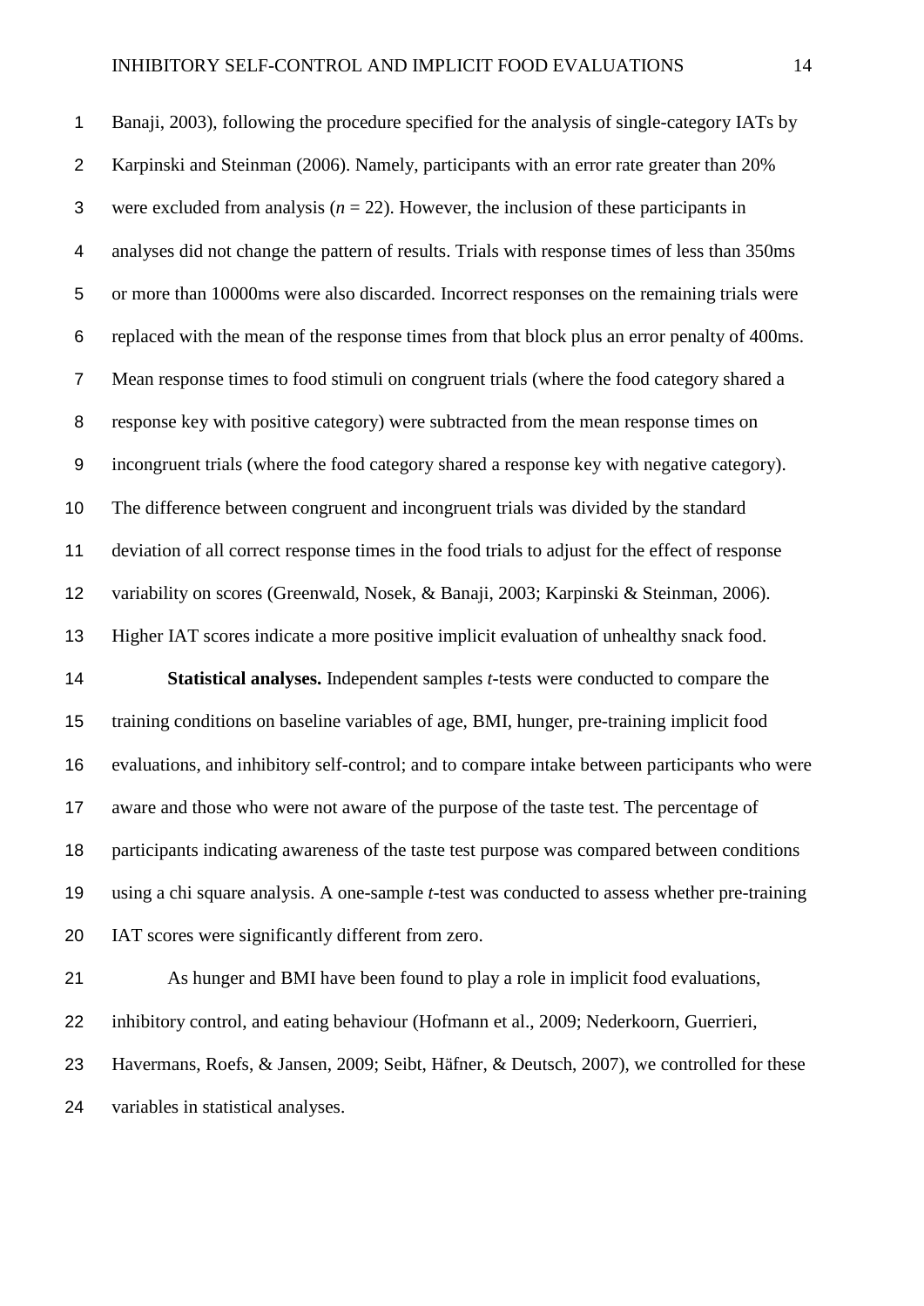Banaji, 2003), following the procedure specified for the analysis of single-category IATs by Karpinski and Steinman (2006). Namely, participants with an error rate greater than 20% were excluded from analysis ($n = 22$). However, the inclusion of these participants in analyses did not change the pattern of results. Trials with response times of less than 350ms or more than 10000ms were also discarded. Incorrect responses on the remaining trials were replaced with the mean of the response times from that block plus an error penalty of 400ms. Mean response times to food stimuli on congruent trials (where the food category shared a response key with positive category) were subtracted from the mean response times on incongruent trials (where the food category shared a response key with negative category). The difference between congruent and incongruent trials was divided by the standard deviation of all correct response times in the food trials to adjust for the effect of response variability on scores (Greenwald, Nosek, & Banaji, 2003; Karpinski & Steinman, 2006). Higher IAT scores indicate a more positive implicit evaluation of unhealthy snack food.

**Statistical analyses.** Independent samples *t*-tests were conducted to compare the training conditions on baseline variables of age, BMI, hunger, pre-training implicit food evaluations, and inhibitory self-control; and to compare intake between participants who were aware and those who were not aware of the purpose of the taste test. The percentage of participants indicating awareness of the taste test purpose was compared between conditions using a chi square analysis. A one-sample *t*-test was conducted to assess whether pre-training IAT scores were significantly different from zero.

As hunger and BMI have been found to play a role in implicit food evaluations, inhibitory control, and eating behaviour (Hofmann et al., 2009; Nederkoorn, Guerrieri, Havermans, Roefs, & Jansen, 2009; Seibt, Häfner, & Deutsch, 2007), we controlled for these variables in statistical analyses.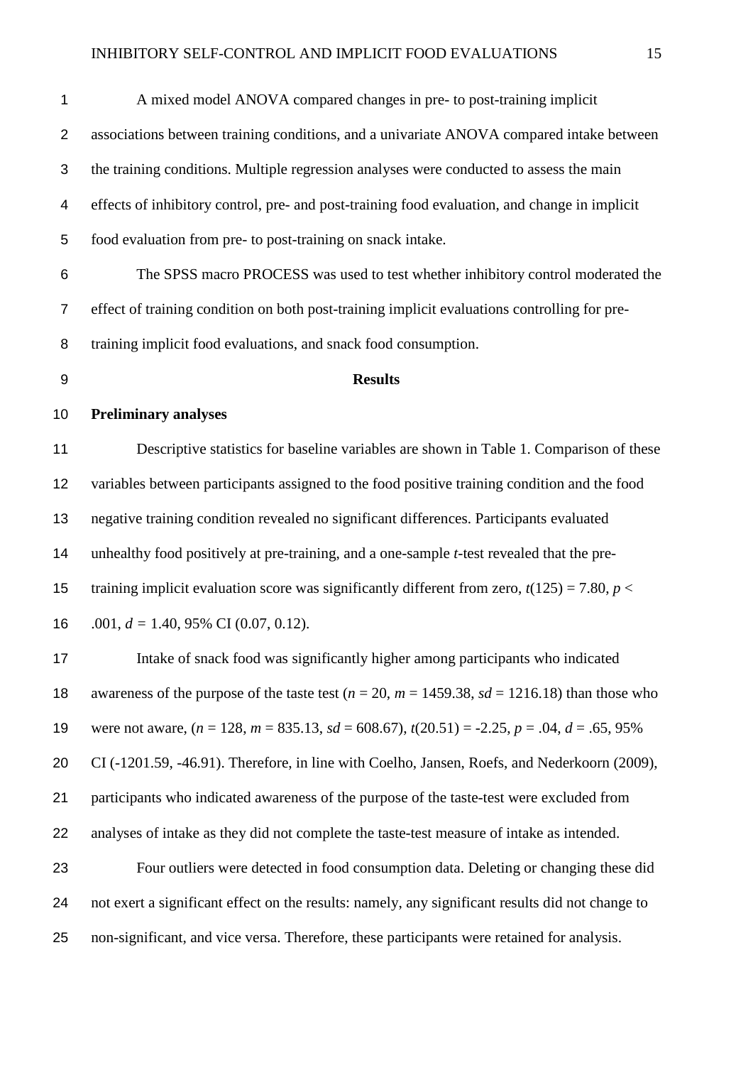A mixed model ANOVA compared changes in pre- to post-training implicit associations between training conditions, and a univariate ANOVA compared intake between the training conditions. Multiple regression analyses were conducted to assess the main effects of inhibitory control, pre- and post-training food evaluation, and change in implicit food evaluation from pre- to post-training on snack intake.

The SPSS macro PROCESS was used to test whether inhibitory control moderated the effect of training condition on both post-training implicit evaluations controlling for pre-training implicit food evaluations, and snack food consumption.

# Results

## Preliminary analyses

Descriptive statistics for baseline variables are shown in Table 1. Comparison of these variables between participants assigned to the food positive training condition and the food negative training condition revealed no significant differences. Participants evaluated unhealthy food positively at pre-training, and a one-sample $t$-test revealed that the pre-training implicit evaluation score was significantly different from zero, $t(125) = 7.80$, $p < .001$, $d = 1.40$, 95% CI (0.07, 0.12).

Intake of snack food was significantly higher among participants who indicated awareness of the purpose of the taste test ($n = 20$, $m = 1459.38$, $sd = 1216.18$) than those who were not aware, ($n = 128$, $m = 835.13$, $sd = 608.67$), $t(20.51) = -2.25$, $p = .04$, $d = .65$, 95% CI (-1201.59, -46.91). Therefore, in line with Coelho, Jansen, Roefs, and Nederkoorn (2009), participants who indicated awareness of the purpose of the taste-test were excluded from analyses of intake as they did not complete the taste-test measure of intake as intended.

Four outliers were detected in food consumption data. Deleting or changing these did not exert a significant effect on the results: namely, any significant results did not change to non-significant, and vice versa. Therefore, these participants were retained for analysis.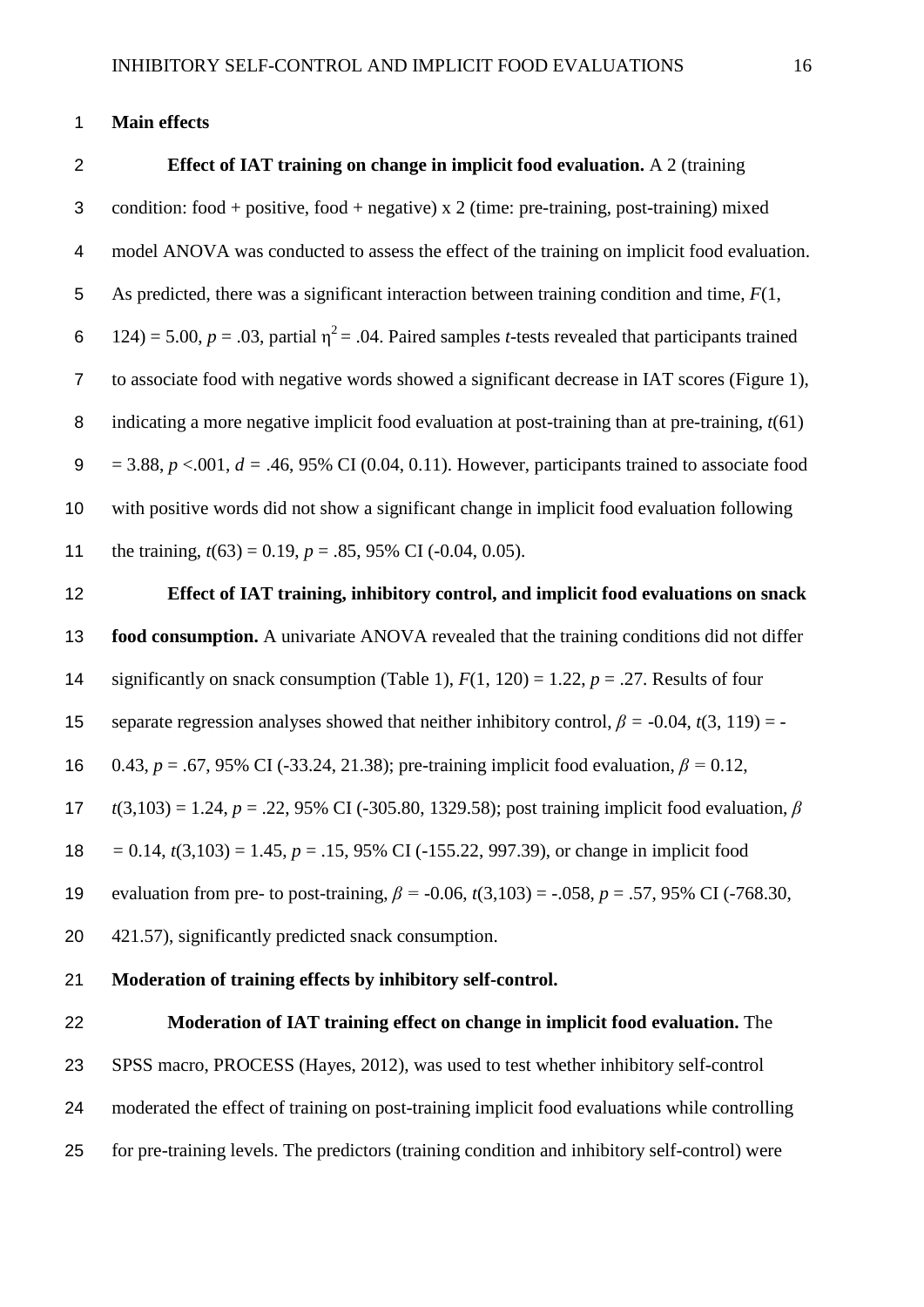**Main effects**

**Effect of IAT training on change in implicit food evaluation.** A 2 (training condition: food + positive, food + negative) x 2 (time: pre-training, post-training) mixed model ANOVA was conducted to assess the effect of the training on implicit food evaluation. As predicted, there was a significant interaction between training condition and time, $F(1, 124) = 5.00$, $p = .03$, partial $\eta^2 = .04$. Paired samples *t*-tests revealed that participants trained to associate food with negative words showed a significant decrease in IAT scores (Figure 1), indicating a more negative implicit food evaluation at post-training than at pre-training, $t(61) = 3.88$, $p < .001$, $d = .46$, 95% CI (0.04, 0.11). However, participants trained to associate food with positive words did not show a significant change in implicit food evaluation following the training, $t(63) = 0.19$, $p = .85$, 95% CI (-0.04, 0.05).

**Effect of IAT training, inhibitory control, and implicit food evaluations on snack food consumption.** A univariate ANOVA revealed that the training conditions did not differ significantly on snack consumption (Table 1), $F(1, 120) = 1.22$, $p = .27$. Results of four separate regression analyses showed that neither inhibitory control, $\beta = -0.04$, $t(3, 119) = -0.43$, $p = .67$, 95% CI (-33.24, 21.38); pre-training implicit food evaluation, $\beta = 0.12$, $t(3,103) = 1.24$, $p = .22$, 95% CI (-305.80, 1329.58); post training implicit food evaluation, $\beta = 0.14$, $t(3,103) = 1.45$, $p = .15$, 95% CI (-155.22, 997.39), or change in implicit food evaluation from pre- to post-training, $\beta = -0.06$, $t(3,103) = -.058$, $p = .57$, 95% CI (-768.30, 421.57), significantly predicted snack consumption.

**Moderation of training effects by inhibitory self-control.**

**Moderation of IAT training effect on change in implicit food evaluation.** The SPSS macro, PROCESS (Hayes, 2012), was used to test whether inhibitory self-control moderated the effect of training on post-training implicit food evaluations while controlling for pre-training levels. The predictors (training condition and inhibitory self-control) were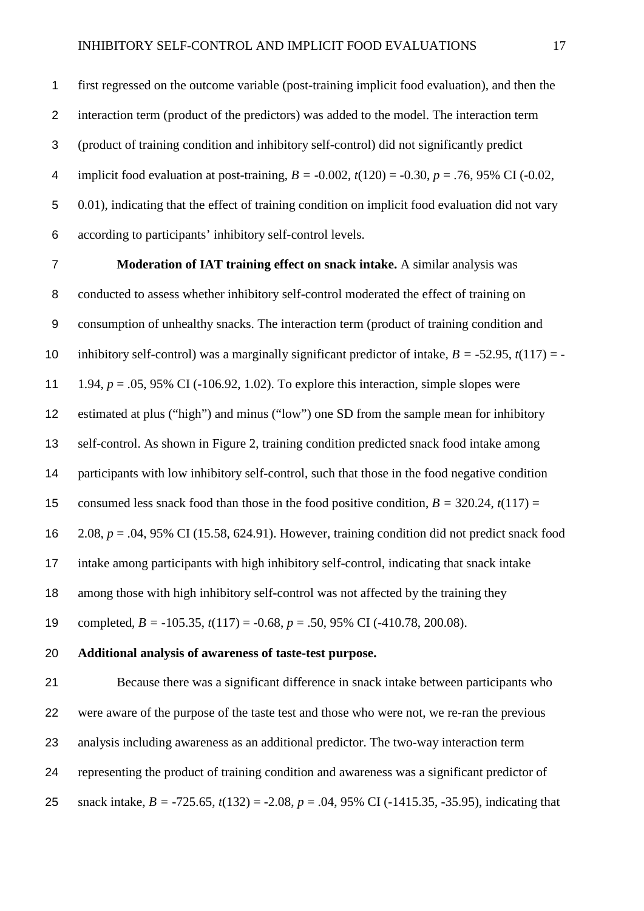first regressed on the outcome variable (post-training implicit food evaluation), and then the interaction term (product of the predictors) was added to the model. The interaction term (product of training condition and inhibitory self-control) did not significantly predict implicit food evaluation at post-training, $B = -0.002$, $t(120) = -0.30$, $p = .76$, 95% CI (-0.02, 0.01), indicating that the effect of training condition on implicit food evaluation did not vary according to participants' inhibitory self-control levels.

**Moderation of IAT training effect on snack intake.** A similar analysis was conducted to assess whether inhibitory self-control moderated the effect of training on consumption of unhealthy snacks. The interaction term (product of training condition and inhibitory self-control) was a marginally significant predictor of intake, $B = -52.95$, $t(117) = -1.94$, $p = .05$, 95% CI (-106.92, 1.02). To explore this interaction, simple slopes were estimated at plus ("high") and minus ("low") one SD from the sample mean for inhibitory self-control. As shown in Figure 2, training condition predicted snack food intake among participants with low inhibitory self-control, such that those in the food negative condition consumed less snack food than those in the food positive condition, $B = 320.24$, $t(117) = 2.08$, $p = .04$, 95% CI (15.58, 624.91). However, training condition did not predict snack food intake among participants with high inhibitory self-control, indicating that snack intake among those with high inhibitory self-control was not affected by the training they completed, $B = -105.35$, $t(117) = -0.68$, $p = .50$, 95% CI (-410.78, 200.08).

**Additional analysis of awareness of taste-test purpose.**

Because there was a significant difference in snack intake between participants who were aware of the purpose of the taste test and those who were not, we re-ran the previous analysis including awareness as an additional predictor. The two-way interaction term representing the product of training condition and awareness was a significant predictor of snack intake, $B = -725.65$, $t(132) = -2.08$, $p = .04$, 95% CI (-1415.35, -35.95), indicating that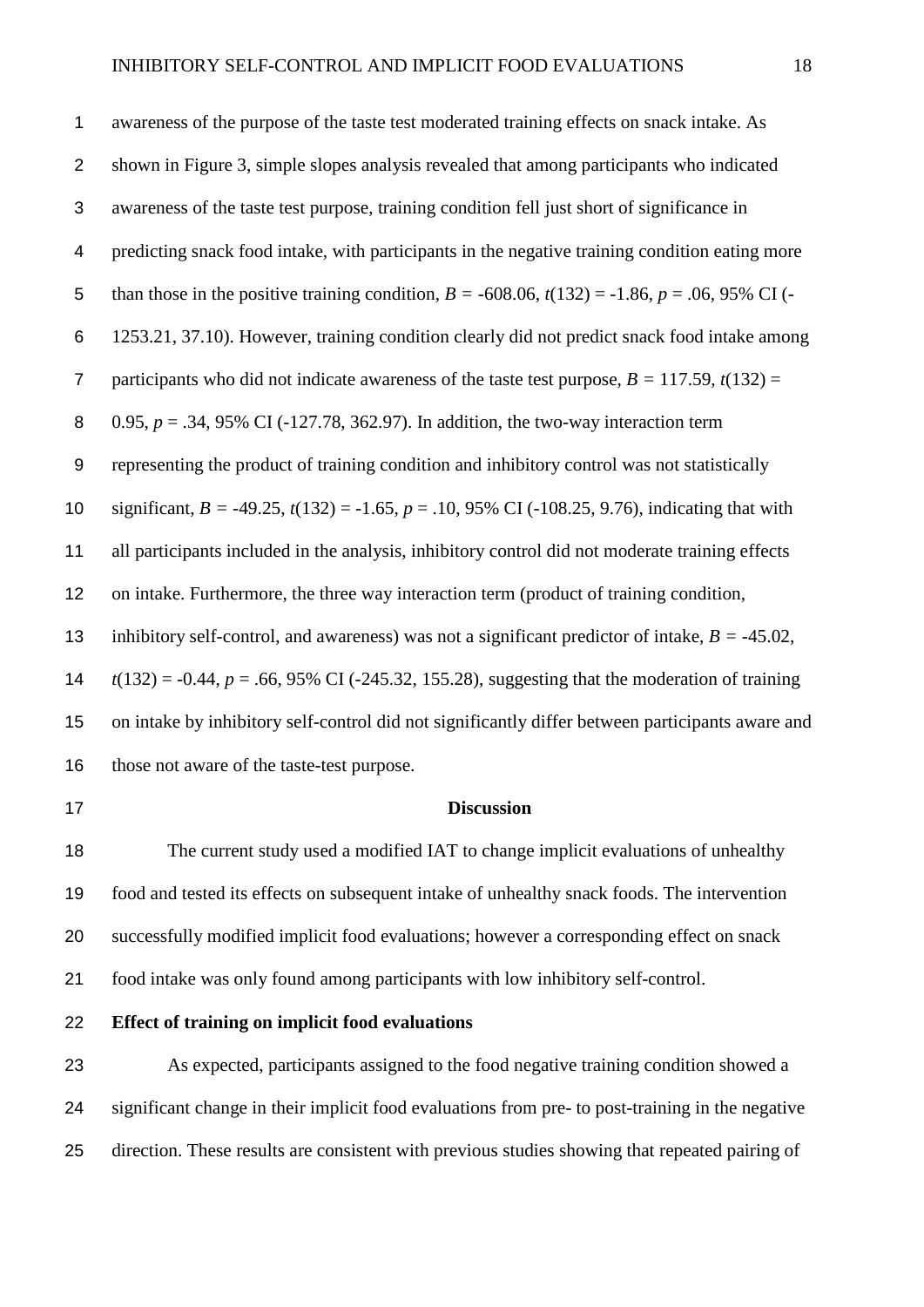awareness of the purpose of the taste test moderated training effects on snack intake. As shown in Figure 3, simple slopes analysis revealed that among participants who indicated awareness of the taste test purpose, training condition fell just short of significance in predicting snack food intake, with participants in the negative training condition eating more than those in the positive training condition, $B$ = -608.06, $t(132)$ = -1.86, $p$ = .06, 95% CI (-1253.21, 37.10). However, training condition clearly did not predict snack food intake among participants who did not indicate awareness of the taste test purpose, $B$ = 117.59, $t(132)$ = 0.95, $p$ = .34, 95% CI (-127.78, 362.97). In addition, the two-way interaction term representing the product of training condition and inhibitory control was not statistically significant, $B$ = -49.25, $t(132)$ = -1.65, $p$ = .10, 95% CI (-108.25, 9.76), indicating that with all participants included in the analysis, inhibitory control did not moderate training effects on intake. Furthermore, the three way interaction term (product of training condition, inhibitory self-control, and awareness) was not a significant predictor of intake, $B$ = -45.02, $t(132)$ = -0.44, $p$ = .66, 95% CI (-245.32, 155.28), suggesting that the moderation of training on intake by inhibitory self-control did not significantly differ between participants aware and those not aware of the taste-test purpose.

# Discussion

The current study used a modified IAT to change implicit evaluations of unhealthy food and tested its effects on subsequent intake of unhealthy snack foods. The intervention successfully modified implicit food evaluations; however a corresponding effect on snack food intake was only found among participants with low inhibitory self-control.

## Effect of training on implicit food evaluations

As expected, participants assigned to the food negative training condition showed a significant change in their implicit food evaluations from pre- to post-training in the negative direction. These results are consistent with previous studies showing that repeated pairing of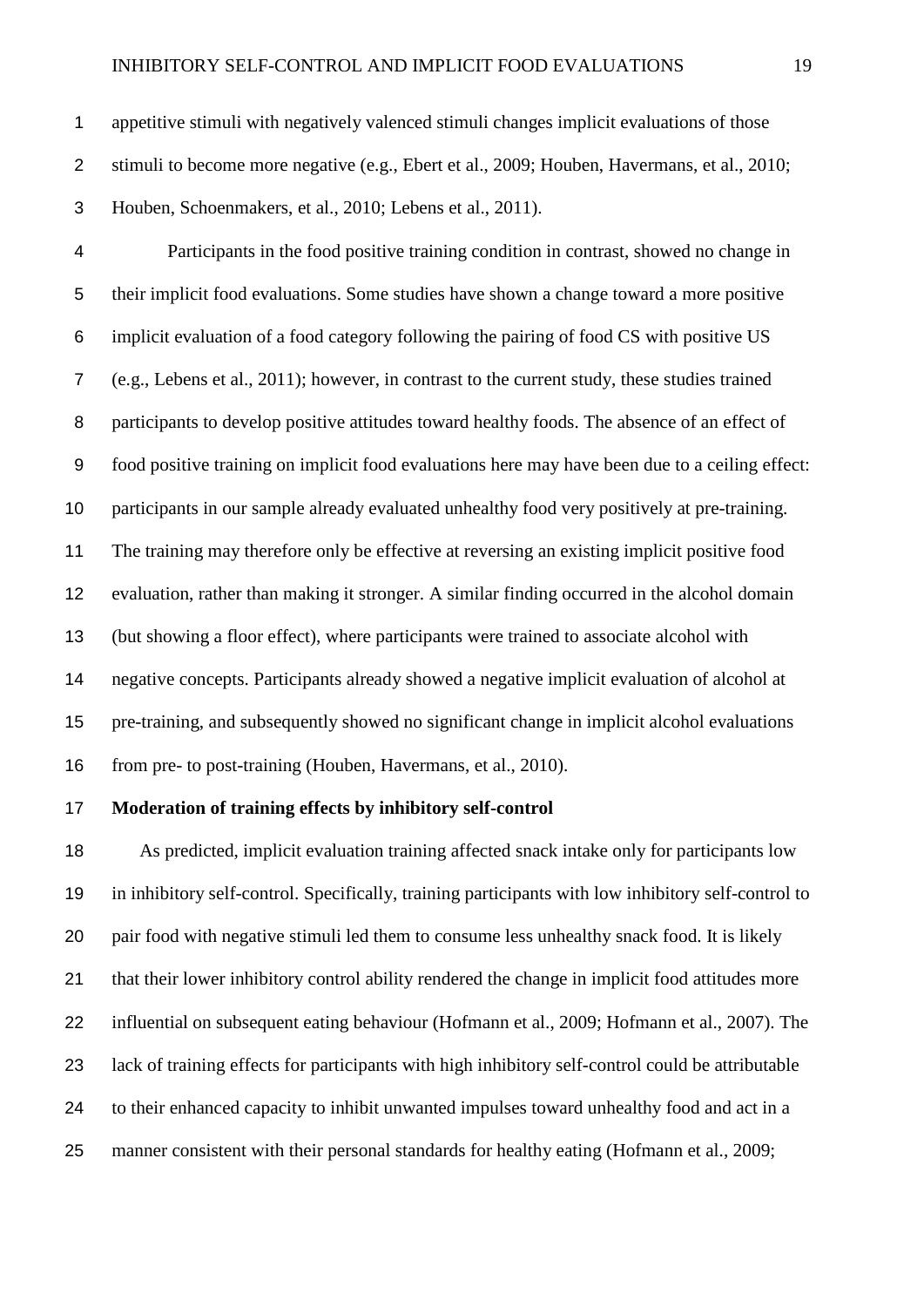appetitive stimuli with negatively valenced stimuli changes implicit evaluations of those stimuli to become more negative (e.g., Ebert et al., 2009; Houben, Havermans, et al., 2010; Houben, Schoenmakers, et al., 2010; Lebens et al., 2011).

Participants in the food positive training condition in contrast, showed no change in their implicit food evaluations. Some studies have shown a change toward a more positive implicit evaluation of a food category following the pairing of food CS with positive US (e.g., Lebens et al., 2011); however, in contrast to the current study, these studies trained participants to develop positive attitudes toward healthy foods. The absence of an effect of food positive training on implicit food evaluations here may have been due to a ceiling effect: participants in our sample already evaluated unhealthy food very positively at pre-training. The training may therefore only be effective at reversing an existing implicit positive food evaluation, rather than making it stronger. A similar finding occurred in the alcohol domain (but showing a floor effect), where participants were trained to associate alcohol with negative concepts. Participants already showed a negative implicit evaluation of alcohol at pre-training, and subsequently showed no significant change in implicit alcohol evaluations from pre- to post-training (Houben, Havermans, et al., 2010).

**Moderation of training effects by inhibitory self-control**

As predicted, implicit evaluation training affected snack intake only for participants low in inhibitory self-control. Specifically, training participants with low inhibitory self-control to pair food with negative stimuli led them to consume less unhealthy snack food. It is likely that their lower inhibitory control ability rendered the change in implicit food attitudes more influential on subsequent eating behaviour (Hofmann et al., 2009; Hofmann et al., 2007). The lack of training effects for participants with high inhibitory self-control could be attributable to their enhanced capacity to inhibit unwanted impulses toward unhealthy food and act in a manner consistent with their personal standards for healthy eating (Hofmann et al., 2009;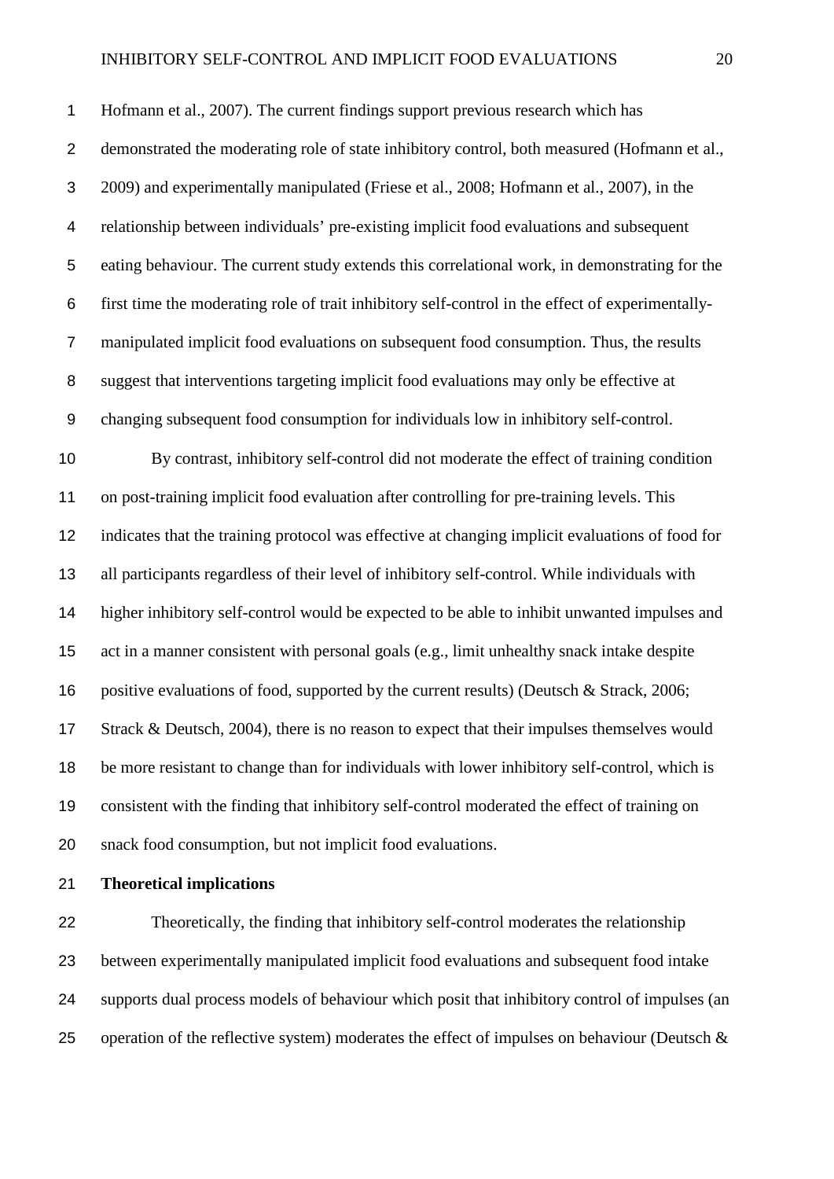Hofmann et al., 2007). The current findings support previous research which has demonstrated the moderating role of state inhibitory control, both measured (Hofmann et al., 2009) and experimentally manipulated (Friese et al., 2008; Hofmann et al., 2007), in the relationship between individuals' pre-existing implicit food evaluations and subsequent eating behaviour. The current study extends this correlational work, in demonstrating for the first time the moderating role of trait inhibitory self-control in the effect of experimentally-manipulated implicit food evaluations on subsequent food consumption. Thus, the results suggest that interventions targeting implicit food evaluations may only be effective at changing subsequent food consumption for individuals low in inhibitory self-control.

By contrast, inhibitory self-control did not moderate the effect of training condition on post-training implicit food evaluation after controlling for pre-training levels. This indicates that the training protocol was effective at changing implicit evaluations of food for all participants regardless of their level of inhibitory self-control. While individuals with higher inhibitory self-control would be expected to be able to inhibit unwanted impulses and act in a manner consistent with personal goals (e.g., limit unhealthy snack intake despite positive evaluations of food, supported by the current results) (Deutsch & Strack, 2006; Strack & Deutsch, 2004), there is no reason to expect that their impulses themselves would be more resistant to change than for individuals with lower inhibitory self-control, which is consistent with the finding that inhibitory self-control moderated the effect of training on snack food consumption, but not implicit food evaluations.

**Theoretical implications**

Theoretically, the finding that inhibitory self-control moderates the relationship between experimentally manipulated implicit food evaluations and subsequent food intake supports dual process models of behaviour which posit that inhibitory control of impulses (an operation of the reflective system) moderates the effect of impulses on behaviour (Deutsch &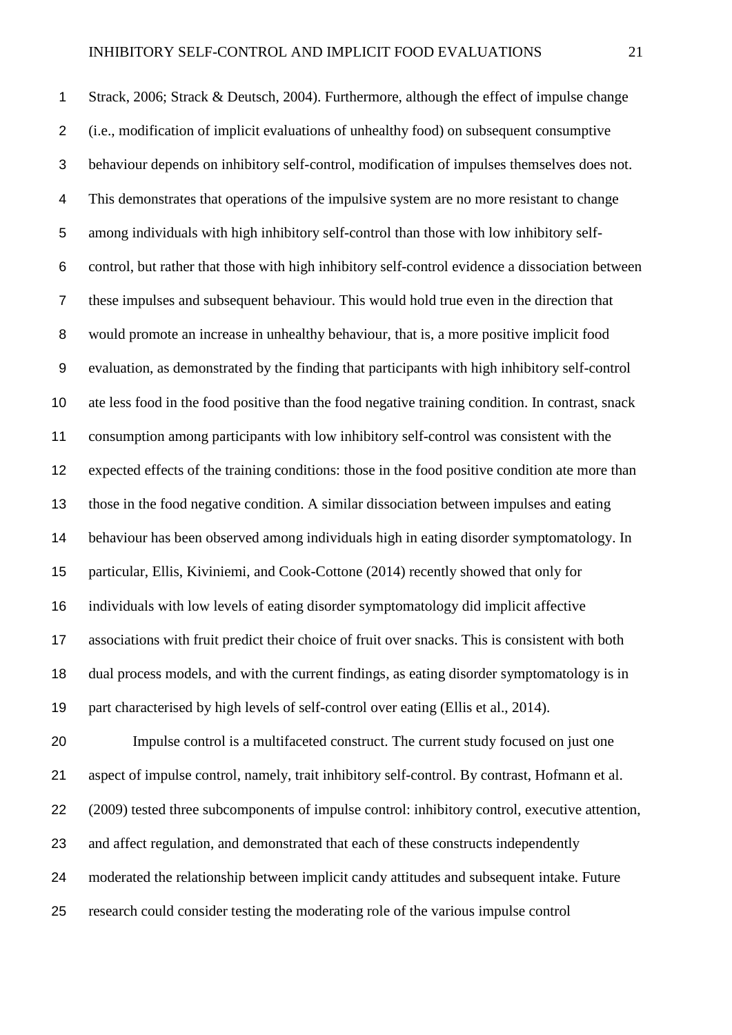Strack, 2006; Strack & Deutsch, 2004). Furthermore, although the effect of impulse change (i.e., modification of implicit evaluations of unhealthy food) on subsequent consumptive behaviour depends on inhibitory self-control, modification of impulses themselves does not. This demonstrates that operations of the impulsive system are no more resistant to change among individuals with high inhibitory self-control than those with low inhibitory self-control, but rather that those with high inhibitory self-control evidence a dissociation between these impulses and subsequent behaviour. This would hold true even in the direction that would promote an increase in unhealthy behaviour, that is, a more positive implicit food evaluation, as demonstrated by the finding that participants with high inhibitory self-control ate less food in the food positive than the food negative training condition. In contrast, snack consumption among participants with low inhibitory self-control was consistent with the expected effects of the training conditions: those in the food positive condition ate more than those in the food negative condition. A similar dissociation between impulses and eating behaviour has been observed among individuals high in eating disorder symptomatology. In particular, Ellis, Kiviniemi, and Cook-Cottone (2014) recently showed that only for individuals with low levels of eating disorder symptomatology did implicit affective associations with fruit predict their choice of fruit over snacks. This is consistent with both dual process models, and with the current findings, as eating disorder symptomatology is in part characterised by high levels of self-control over eating (Ellis et al., 2014).

Impulse control is a multifaceted construct. The current study focused on just one aspect of impulse control, namely, trait inhibitory self-control. By contrast, Hofmann et al. (2009) tested three subcomponents of impulse control: inhibitory control, executive attention, and affect regulation, and demonstrated that each of these constructs independently moderated the relationship between implicit candy attitudes and subsequent intake. Future research could consider testing the moderating role of the various impulse control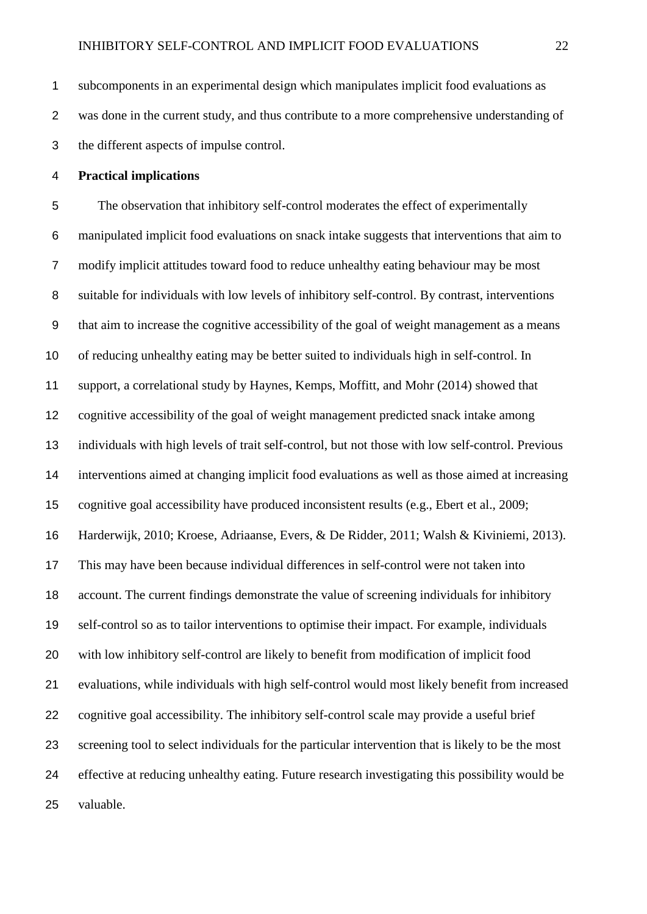subcomponents in an experimental design which manipulates implicit food evaluations as was done in the current study, and thus contribute to a more comprehensive understanding of the different aspects of impulse control.

**Practical implications**

The observation that inhibitory self-control moderates the effect of experimentally manipulated implicit food evaluations on snack intake suggests that interventions that aim to modify implicit attitudes toward food to reduce unhealthy eating behaviour may be most suitable for individuals with low levels of inhibitory self-control. By contrast, interventions that aim to increase the cognitive accessibility of the goal of weight management as a means of reducing unhealthy eating may be better suited to individuals high in self-control. In support, a correlational study by Haynes, Kemps, Moffitt, and Mohr (2014) showed that cognitive accessibility of the goal of weight management predicted snack intake among individuals with high levels of trait self-control, but not those with low self-control. Previous interventions aimed at changing implicit food evaluations as well as those aimed at increasing cognitive goal accessibility have produced inconsistent results (e.g., Ebert et al., 2009; Harderwijk, 2010; Kroese, Adriaanse, Evers, & De Ridder, 2011; Walsh & Kiviniemi, 2013). This may have been because individual differences in self-control were not taken into account. The current findings demonstrate the value of screening individuals for inhibitory self-control so as to tailor interventions to optimise their impact. For example, individuals with low inhibitory self-control are likely to benefit from modification of implicit food evaluations, while individuals with high self-control would most likely benefit from increased cognitive goal accessibility. The inhibitory self-control scale may provide a useful brief screening tool to select individuals for the particular intervention that is likely to be the most effective at reducing unhealthy eating. Future research investigating this possibility would be valuable.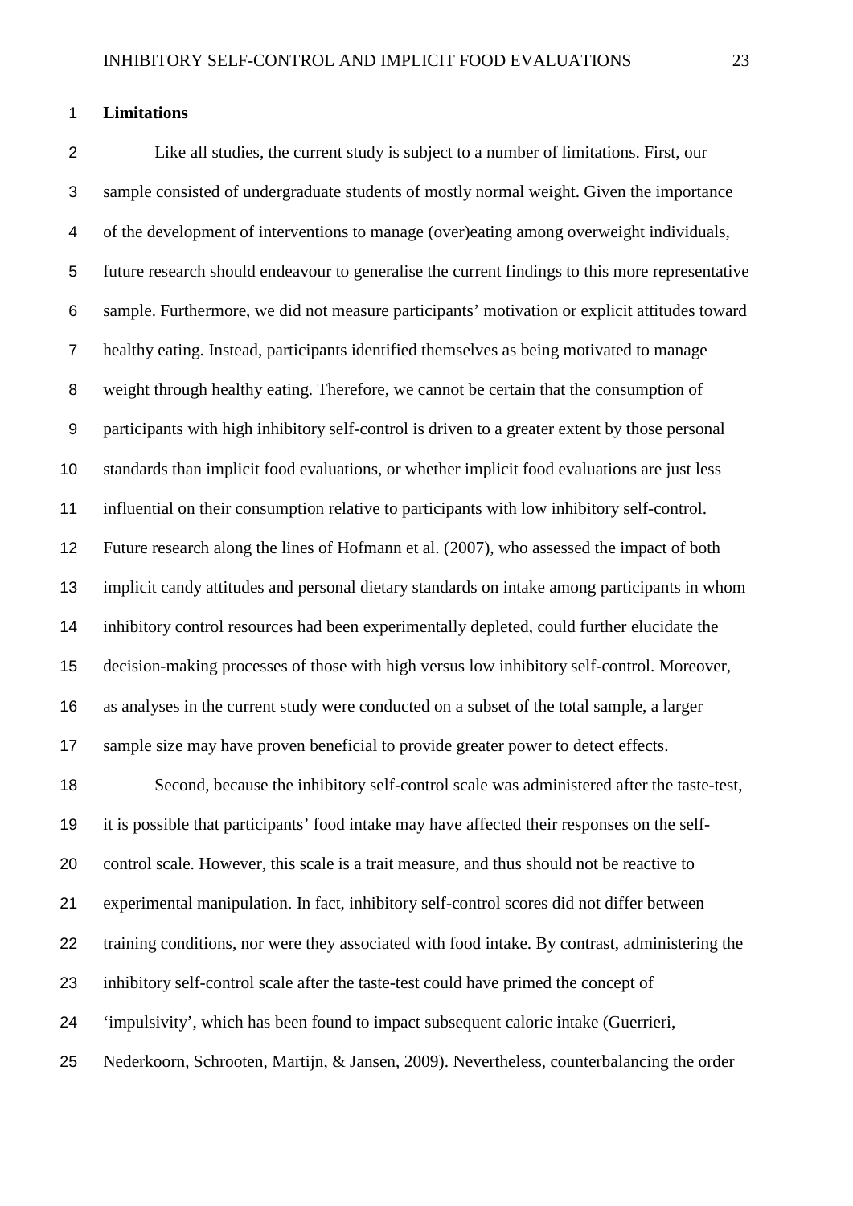**Limitations**

Like all studies, the current study is subject to a number of limitations. First, our sample consisted of undergraduate students of mostly normal weight. Given the importance of the development of interventions to manage (over)eating among overweight individuals, future research should endeavour to generalise the current findings to this more representative sample. Furthermore, we did not measure participants' motivation or explicit attitudes toward healthy eating. Instead, participants identified themselves as being motivated to manage weight through healthy eating. Therefore, we cannot be certain that the consumption of participants with high inhibitory self-control is driven to a greater extent by those personal standards than implicit food evaluations, or whether implicit food evaluations are just less influential on their consumption relative to participants with low inhibitory self-control. Future research along the lines of Hofmann et al. (2007), who assessed the impact of both implicit candy attitudes and personal dietary standards on intake among participants in whom inhibitory control resources had been experimentally depleted, could further elucidate the decision-making processes of those with high versus low inhibitory self-control. Moreover, as analyses in the current study were conducted on a subset of the total sample, a larger sample size may have proven beneficial to provide greater power to detect effects.

Second, because the inhibitory self-control scale was administered after the taste-test, it is possible that participants' food intake may have affected their responses on the self-control scale. However, this scale is a trait measure, and thus should not be reactive to experimental manipulation. In fact, inhibitory self-control scores did not differ between training conditions, nor were they associated with food intake. By contrast, administering the inhibitory self-control scale after the taste-test could have primed the concept of 'impulsivity', which has been found to impact subsequent caloric intake (Guerrieri, Nederkoorn, Schrooten, Martijn, & Jansen, 2009). Nevertheless, counterbalancing the order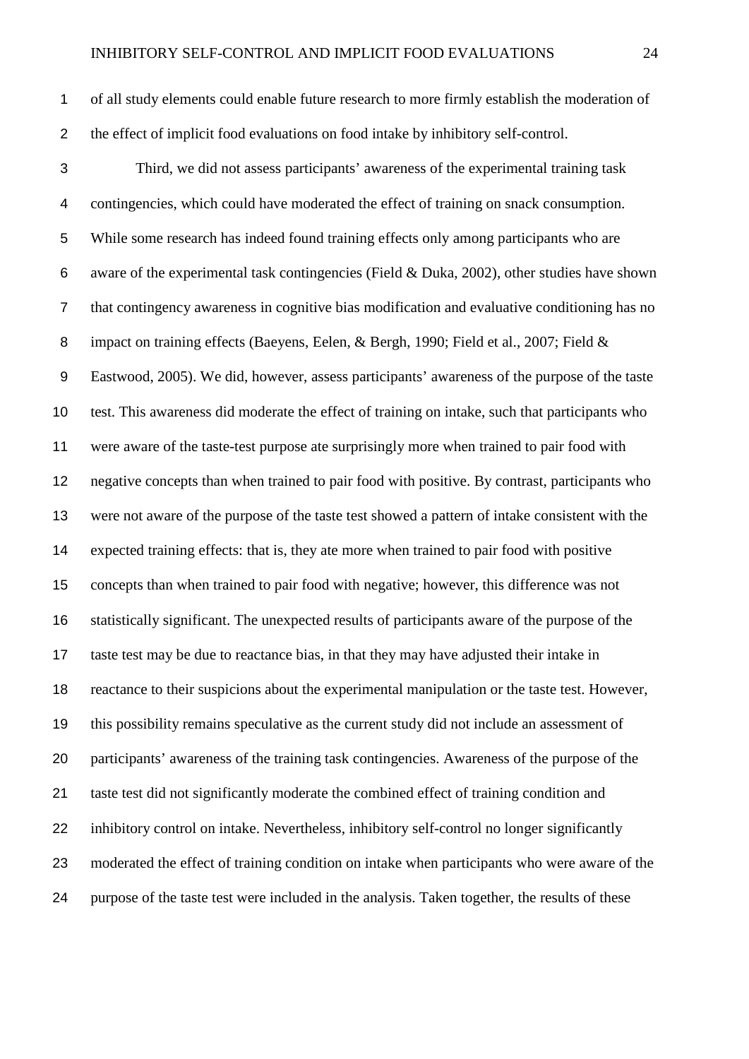of all study elements could enable future research to more firmly establish the moderation of the effect of implicit food evaluations on food intake by inhibitory self-control.

Third, we did not assess participants' awareness of the experimental training task contingencies, which could have moderated the effect of training on snack consumption. While some research has indeed found training effects only among participants who are aware of the experimental task contingencies (Field & Duka, 2002), other studies have shown that contingency awareness in cognitive bias modification and evaluative conditioning has no impact on training effects (Baeyens, Eelen, & Bergh, 1990; Field et al., 2007; Field & Eastwood, 2005). We did, however, assess participants' awareness of the purpose of the taste test. This awareness did moderate the effect of training on intake, such that participants who were aware of the taste-test purpose ate surprisingly more when trained to pair food with negative concepts than when trained to pair food with positive. By contrast, participants who were not aware of the purpose of the taste test showed a pattern of intake consistent with the expected training effects: that is, they ate more when trained to pair food with positive concepts than when trained to pair food with negative; however, this difference was not statistically significant. The unexpected results of participants aware of the purpose of the taste test may be due to reactance bias, in that they may have adjusted their intake in reactance to their suspicions about the experimental manipulation or the taste test. However, this possibility remains speculative as the current study did not include an assessment of participants' awareness of the training task contingencies. Awareness of the purpose of the taste test did not significantly moderate the combined effect of training condition and inhibitory control on intake. Nevertheless, inhibitory self-control no longer significantly moderated the effect of training condition on intake when participants who were aware of the purpose of the taste test were included in the analysis. Taken together, the results of these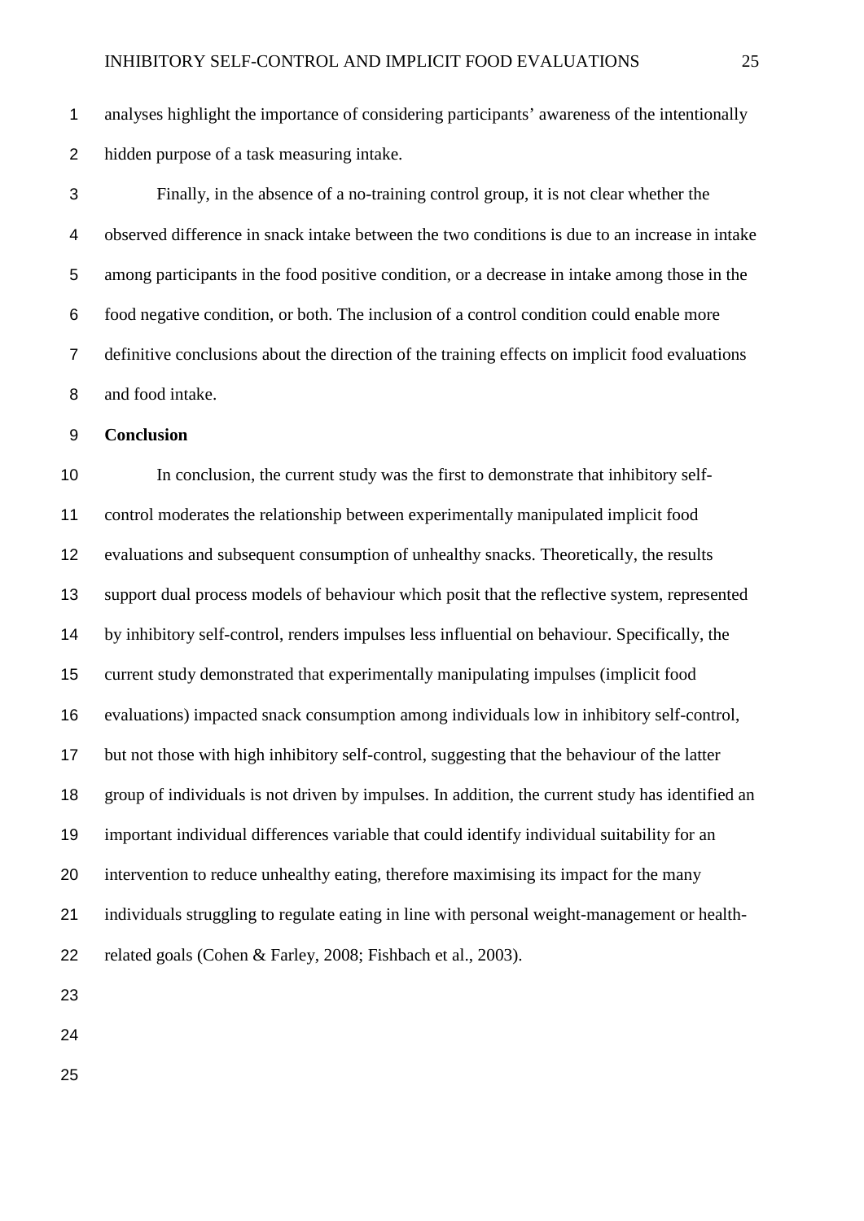analyses highlight the importance of considering participants' awareness of the intentionally hidden purpose of a task measuring intake.

Finally, in the absence of a no-training control group, it is not clear whether the observed difference in snack intake between the two conditions is due to an increase in intake among participants in the food positive condition, or a decrease in intake among those in the food negative condition, or both. The inclusion of a control condition could enable more definitive conclusions about the direction of the training effects on implicit food evaluations and food intake.

**Conclusion**

In conclusion, the current study was the first to demonstrate that inhibitory self-control moderates the relationship between experimentally manipulated implicit food evaluations and subsequent consumption of unhealthy snacks. Theoretically, the results support dual process models of behaviour which posit that the reflective system, represented by inhibitory self-control, renders impulses less influential on behaviour. Specifically, the current study demonstrated that experimentally manipulating impulses (implicit food evaluations) impacted snack consumption among individuals low in inhibitory self-control, but not those with high inhibitory self-control, suggesting that the behaviour of the latter group of individuals is not driven by impulses. In addition, the current study has identified an important individual differences variable that could identify individual suitability for an intervention to reduce unhealthy eating, therefore maximising its impact for the many individuals struggling to regulate eating in line with personal weight-management or health-related goals (Cohen & Farley, 2008; Fishbach et al., 2003).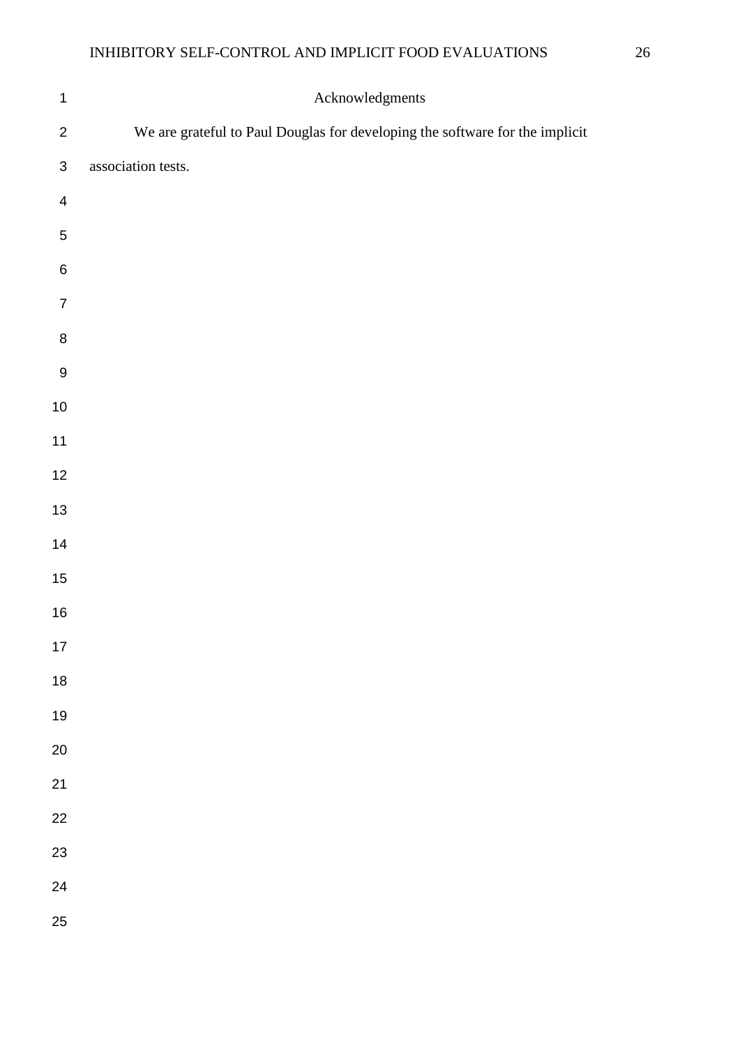## Acknowledgments

We are grateful to Paul Douglas for developing the software for the implicit association tests.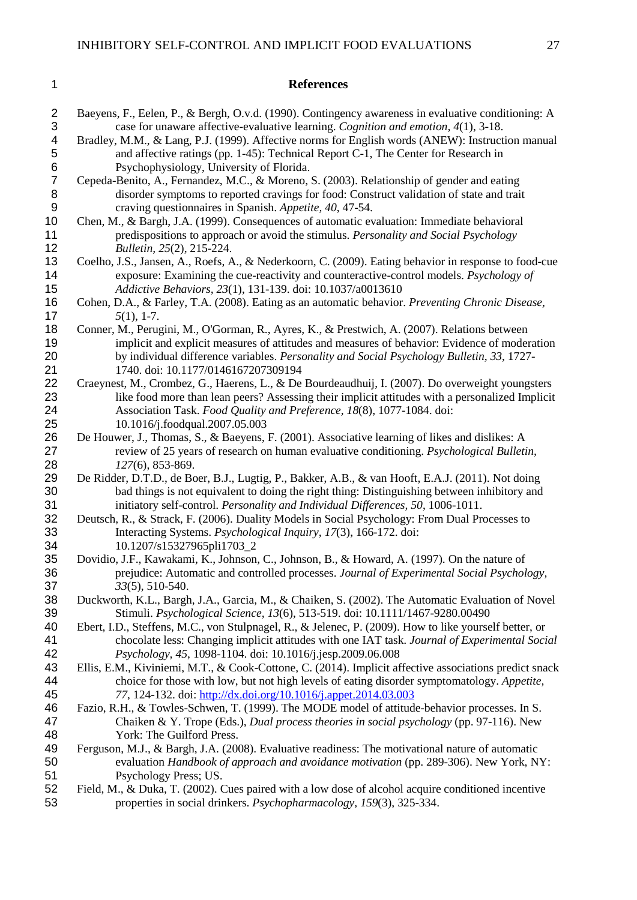# References

Baeyens, F., Eelen, P., & Bergh, O.v.d. (1990). Contingency awareness in evaluative conditioning: A case for unaware affective-evaluative learning. *Cognition and emotion, 4*(1), 3-18.

Bradley, M.M., & Lang, P.J. (1999). Affective norms for English words (ANEW): Instruction manual and affective ratings (pp. 1-45): Technical Report C-1, The Center for Research in Psychophysiology, University of Florida.

Cepeda-Benito, A., Fernandez, M.C., & Moreno, S. (2003). Relationship of gender and eating disorder symptoms to reported cravings for food: Construct validation of state and trait craving questionnaires in Spanish. *Appetite, 40*, 47-54.

Chen, M., & Bargh, J.A. (1999). Consequences of automatic evaluation: Immediate behavioral predispositions to approach or avoid the stimulus. *Personality and Social Psychology Bulletin, 25*(2), 215-224.

Coelho, J.S., Jansen, A., Roefs, A., & Nederkoorn, C. (2009). Eating behavior in response to food-cue exposure: Examining the cue-reactivity and counteractive-control models. *Psychology of Addictive Behaviors, 23*(1), 131-139. doi: 10.1037/a0013610

Cohen, D.A., & Farley, T.A. (2008). Eating as an automatic behavior. *Preventing Chronic Disease, 5*(1), 1-7.

Conner, M., Perugini, M., O'Gorman, R., Ayres, K., & Prestwich, A. (2007). Relations between implicit and explicit measures of attitudes and measures of behavior: Evidence of moderation by individual difference variables. *Personality and Social Psychology Bulletin, 33*, 1727-1740. doi: 10.1177/0146167207309194

Craeynest, M., Crombez, G., Haerens, L., & De Bourdeaudhuij, I. (2007). Do overweight youngsters like food more than lean peers? Assessing their implicit attitudes with a personalized Implicit Association Task. *Food Quality and Preference, 18*(8), 1077-1084. doi: 10.1016/j.foodqual.2007.05.003

De Houwer, J., Thomas, S., & Baeyens, F. (2001). Associative learning of likes and dislikes: A review of 25 years of research on human evaluative conditioning. *Psychological Bulletin, 127*(6), 853-869.

De Ridder, D.T.D., de Boer, B.J., Lugtig, P., Bakker, A.B., & van Hooft, E.A.J. (2011). Not doing bad things is not equivalent to doing the right thing: Distinguishing between inhibitory and initiatory self-control. *Personality and Individual Differences, 50*, 1006-1011.

Deutsch, R., & Strack, F. (2006). Duality Models in Social Psychology: From Dual Processes to Interacting Systems. *Psychological Inquiry, 17*(3), 166-172. doi: 10.1207/s15327965pli1703_2

Dovidio, J.F., Kawakami, K., Johnson, C., Johnson, B., & Howard, A. (1997). On the nature of prejudice: Automatic and controlled processes. *Journal of Experimental Social Psychology, 33*(5), 510-540.

Duckworth, K.L., Bargh, J.A., Garcia, M., & Chaiken, S. (2002). The Automatic Evaluation of Novel Stimuli. *Psychological Science, 13*(6), 513-519. doi: 10.1111/1467-9280.00490

Ebert, I.D., Steffens, M.C., von Stulpnagel, R., & Jelenec, P. (2009). How to like yourself better, or chocolate less: Changing implicit attitudes with one IAT task. *Journal of Experimental Social Psychology, 45*, 1098-1104. doi: 10.1016/j.jesp.2009.06.008

Ellis, E.M., Kiviniemi, M.T., & Cook-Cottone, C. (2014). Implicit affective associations predict snack choice for those with low, but not high levels of eating disorder symptomatology. *Appetite, 77*, 124-132. doi: http://dx.doi.org/10.1016/j.appet.2014.03.003

Fazio, R.H., & Towles-Schwen, T. (1999). The MODE model of attitude-behavior processes. In S. Chaiken & Y. Trope (Eds.), *Dual process theories in social psychology* (pp. 97-116). New York: The Guilford Press.

Ferguson, M.J., & Bargh, J.A. (2008). Evaluative readiness: The motivational nature of automatic evaluation *Handbook of approach and avoidance motivation* (pp. 289-306). New York, NY: Psychology Press; US.

Field, M., & Duka, T. (2002). Cues paired with a low dose of alcohol acquire conditioned incentive properties in social drinkers. *Psychopharmacology, 159*(3), 325-334.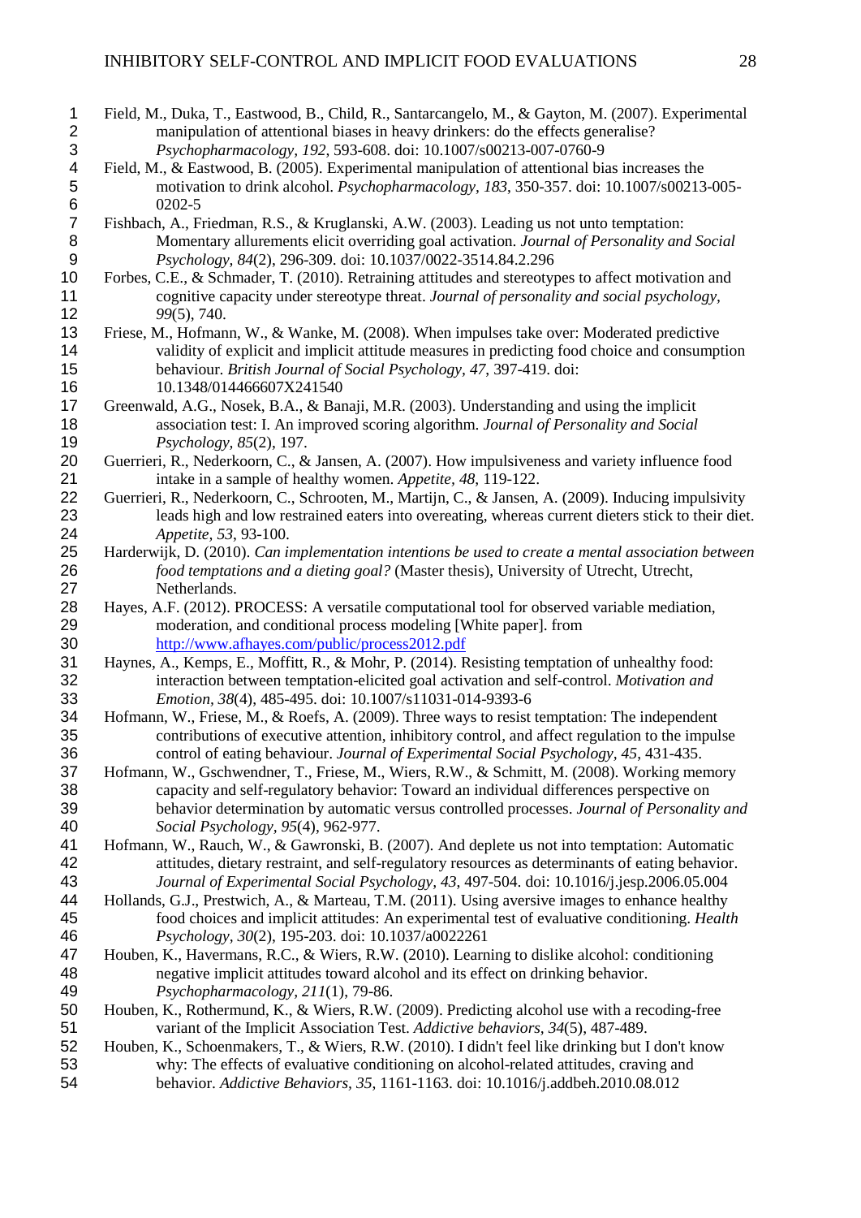Field, M., Duka, T., Eastwood, B., Child, R., Santarcangelo, M., & Gayton, M. (2007). Experimental manipulation of attentional biases in heavy drinkers: do the effects generalise? *Psychopharmacology, 192*, 593-608. doi: 10.1007/s00213-007-0760-9

Field, M., & Eastwood, B. (2005). Experimental manipulation of attentional bias increases the motivation to drink alcohol. *Psychopharmacology, 183*, 350-357. doi: 10.1007/s00213-005-0202-5

Fishbach, A., Friedman, R.S., & Kruglanski, A.W. (2003). Leading us not unto temptation: Momentary allurements elicit overriding goal activation. *Journal of Personality and Social Psychology, 84*(2), 296-309. doi: 10.1037/0022-3514.84.2.296

Forbes, C.E., & Schmader, T. (2010). Retraining attitudes and stereotypes to affect motivation and cognitive capacity under stereotype threat. *Journal of personality and social psychology, 99*(5), 740.

Friese, M., Hofmann, W., & Wanke, M. (2008). When impulses take over: Moderated predictive validity of explicit and implicit attitude measures in predicting food choice and consumption behaviour. *British Journal of Social Psychology, 47*, 397-419. doi: 10.1348/014466607X241540

Greenwald, A.G., Nosek, B.A., & Banaji, M.R. (2003). Understanding and using the implicit association test: I. An improved scoring algorithm. *Journal of Personality and Social Psychology, 85*(2), 197.

Guerrieri, R., Nederkoorn, C., & Jansen, A. (2007). How impulsiveness and variety influence food intake in a sample of healthy women. *Appetite, 48*, 119-122.

Guerrieri, R., Nederkoorn, C., Schrooten, M., Martijn, C., & Jansen, A. (2009). Inducing impulsivity leads high and low restrained eaters into overeating, whereas current dieters stick to their diet. *Appetite, 53*, 93-100.

Harderwijk, D. (2010). *Can implementation intentions be used to create a mental association between food temptations and a dieting goal?* (Master thesis), University of Utrecht, Utrecht, Netherlands.

Hayes, A.F. (2012). PROCESS: A versatile computational tool for observed variable mediation, moderation, and conditional process modeling [White paper]. from http://www.afhayes.com/public/process2012.pdf

Haynes, A., Kemps, E., Moffitt, R., & Mohr, P. (2014). Resisting temptation of unhealthy food: interaction between temptation-elicited goal activation and self-control. *Motivation and Emotion, 38*(4), 485-495. doi: 10.1007/s11031-014-9393-6

Hofmann, W., Friese, M., & Roefs, A. (2009). Three ways to resist temptation: The independent contributions of executive attention, inhibitory control, and affect regulation to the impulse control of eating behaviour. *Journal of Experimental Social Psychology, 45*, 431-435.

Hofmann, W., Gschwendner, T., Friese, M., Wiers, R.W., & Schmitt, M. (2008). Working memory capacity and self-regulatory behavior: Toward an individual differences perspective on behavior determination by automatic versus controlled processes. *Journal of Personality and Social Psychology, 95*(4), 962-977.

Hofmann, W., Rauch, W., & Gawronski, B. (2007). And deplete us not into temptation: Automatic attitudes, dietary restraint, and self-regulatory resources as determinants of eating behavior. *Journal of Experimental Social Psychology, 43*, 497-504. doi: 10.1016/j.jesp.2006.05.004

Hollands, G.J., Prestwich, A., & Marteau, T.M. (2011). Using aversive images to enhance healthy food choices and implicit attitudes: An experimental test of evaluative conditioning. *Health Psychology, 30*(2), 195-203. doi: 10.1037/a0022261

Houben, K., Havermans, R.C., & Wiers, R.W. (2010). Learning to dislike alcohol: conditioning negative implicit attitudes toward alcohol and its effect on drinking behavior. *Psychopharmacology, 211*(1), 79-86.

Houben, K., Rothermund, K., & Wiers, R.W. (2009). Predicting alcohol use with a recoding-free variant of the Implicit Association Test. *Addictive behaviors, 34*(5), 487-489.

Houben, K., Schoenmakers, T., & Wiers, R.W. (2010). I didn't feel like drinking but I don't know why: The effects of evaluative conditioning on alcohol-related attitudes, craving and behavior. *Addictive Behaviors, 35*, 1161-1163. doi: 10.1016/j.addbeh.2010.08.012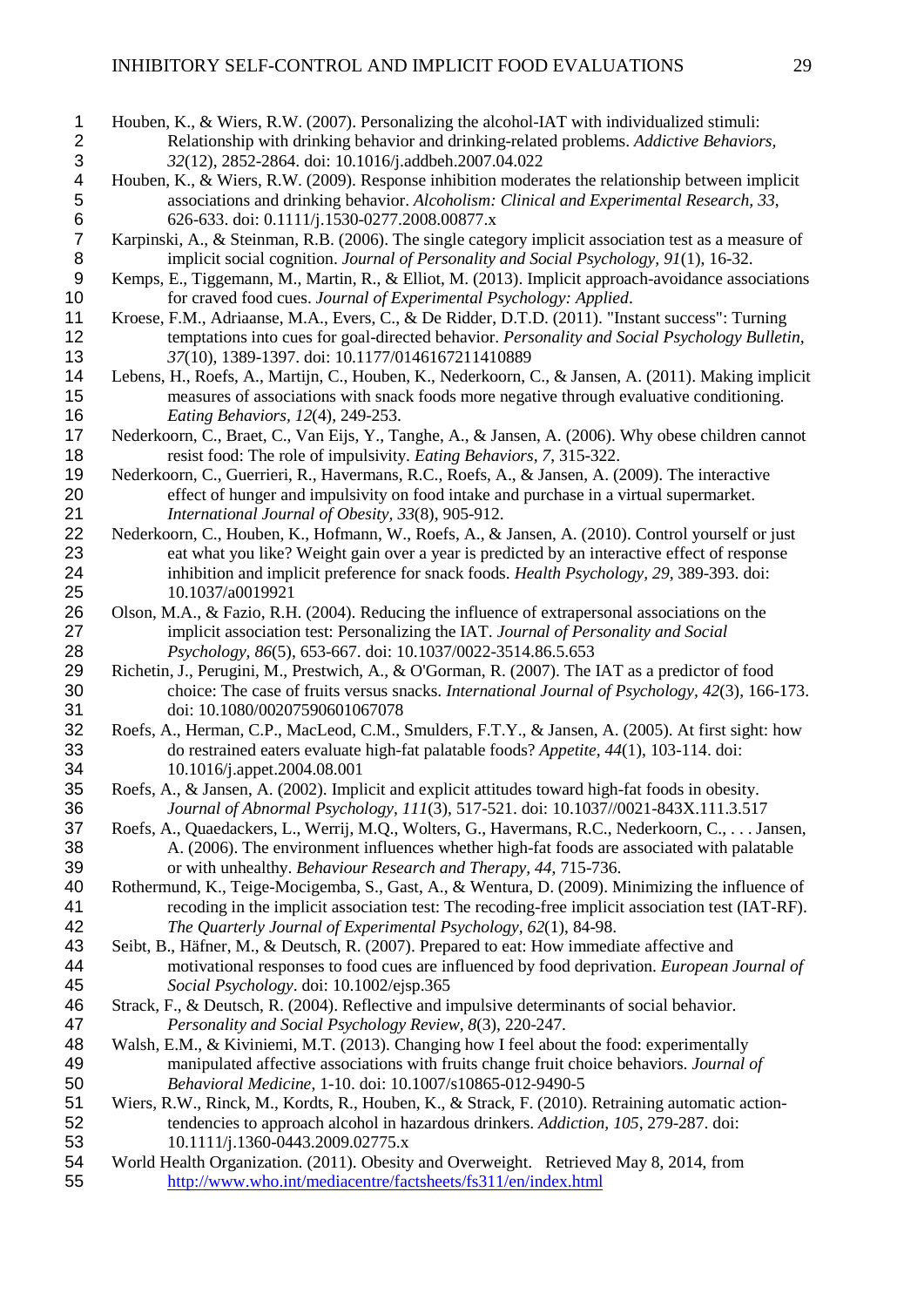Houben, K., & Wiers, R.W. (2007). Personalizing the alcohol-IAT with individualized stimuli: Relationship with drinking behavior and drinking-related problems. *Addictive Behaviors, 32*(12), 2852-2864. doi: 10.1016/j.addbeh.2007.04.022

Houben, K., & Wiers, R.W. (2009). Response inhibition moderates the relationship between implicit associations and drinking behavior. *Alcoholism: Clinical and Experimental Research, 33*, 626-633. doi: 0.1111/j.1530-0277.2008.00877.x

Karpinski, A., & Steinman, R.B. (2006). The single category implicit association test as a measure of implicit social cognition. *Journal of Personality and Social Psychology, 91*(1), 16-32.

Kemps, E., Tiggemann, M., Martin, R., & Elliot, M. (2013). Implicit approach-avoidance associations for craved food cues. *Journal of Experimental Psychology: Applied*.

Kroese, F.M., Adriaanse, M.A., Evers, C., & De Ridder, D.T.D. (2011). "Instant success": Turning temptations into cues for goal-directed behavior. *Personality and Social Psychology Bulletin, 37*(10), 1389-1397. doi: 10.1177/0146167211410889

Lebens, H., Roefs, A., Martijn, C., Houben, K., Nederkoorn, C., & Jansen, A. (2011). Making implicit measures of associations with snack foods more negative through evaluative conditioning. *Eating Behaviors, 12*(4), 249-253.

Nederkoorn, C., Braet, C., Van Eijs, Y., Tanghe, A., & Jansen, A. (2006). Why obese children cannot resist food: The role of impulsivity. *Eating Behaviors, 7*, 315-322.

Nederkoorn, C., Guerrieri, R., Havermans, R.C., Roefs, A., & Jansen, A. (2009). The interactive effect of hunger and impulsivity on food intake and purchase in a virtual supermarket. *International Journal of Obesity, 33*(8), 905-912.

Nederkoorn, C., Houben, K., Hofmann, W., Roefs, A., & Jansen, A. (2010). Control yourself or just eat what you like? Weight gain over a year is predicted by an interactive effect of response inhibition and implicit preference for snack foods. *Health Psychology, 29*, 389-393. doi: 10.1037/a0019921

Olson, M.A., & Fazio, R.H. (2004). Reducing the influence of extrapersonal associations on the implicit association test: Personalizing the IAT. *Journal of Personality and Social Psychology, 86*(5), 653-667. doi: 10.1037/0022-3514.86.5.653

Richetin, J., Perugini, M., Prestwich, A., & O'Gorman, R. (2007). The IAT as a predictor of food choice: The case of fruits versus snacks. *International Journal of Psychology, 42*(3), 166-173. doi: 10.1080/00207590601067078

Roefs, A., Herman, C.P., MacLeod, C.M., Smulders, F.T.Y., & Jansen, A. (2005). At first sight: how do restrained eaters evaluate high-fat palatable foods? *Appetite, 44*(1), 103-114. doi: 10.1016/j.appet.2004.08.001

Roefs, A., & Jansen, A. (2002). Implicit and explicit attitudes toward high-fat foods in obesity. *Journal of Abnormal Psychology, 111*(3), 517-521. doi: 10.1037//0021-843X.111.3.517

Roefs, A., Quaedackers, L., Werrij, M.Q., Wolters, G., Havermans, R.C., Nederkoorn, C., . . . Jansen, A. (2006). The environment influences whether high-fat foods are associated with palatable or with unhealthy. *Behaviour Research and Therapy, 44*, 715-736.

Rothermund, K., Teige-Mocigemba, S., Gast, A., & Wentura, D. (2009). Minimizing the influence of recoding in the implicit association test: The recoding-free implicit association test (IAT-RF). *The Quarterly Journal of Experimental Psychology, 62*(1), 84-98.

Seibt, B., Häfner, M., & Deutsch, R. (2007). Prepared to eat: How immediate affective and motivational responses to food cues are influenced by food deprivation. *European Journal of Social Psychology*. doi: 10.1002/ejsp.365

Strack, F., & Deutsch, R. (2004). Reflective and impulsive determinants of social behavior. *Personality and Social Psychology Review, 8*(3), 220-247.

Walsh, E.M., & Kiviniemi, M.T. (2013). Changing how I feel about the food: experimentally manipulated affective associations with fruits change fruit choice behaviors. *Journal of Behavioral Medicine*, 1-10. doi: 10.1007/s10865-012-9490-5

Wiers, R.W., Rinck, M., Kordts, R., Houben, K., & Strack, F. (2010). Retraining automatic action-tendencies to approach alcohol in hazardous drinkers. *Addiction, 105*, 279-287. doi: 10.1111/j.1360-0443.2009.02775.x

World Health Organization. (2011). Obesity and Overweight. Retrieved May 8, 2014, from http://www.who.int/mediacentre/factsheets/fs311/en/index.html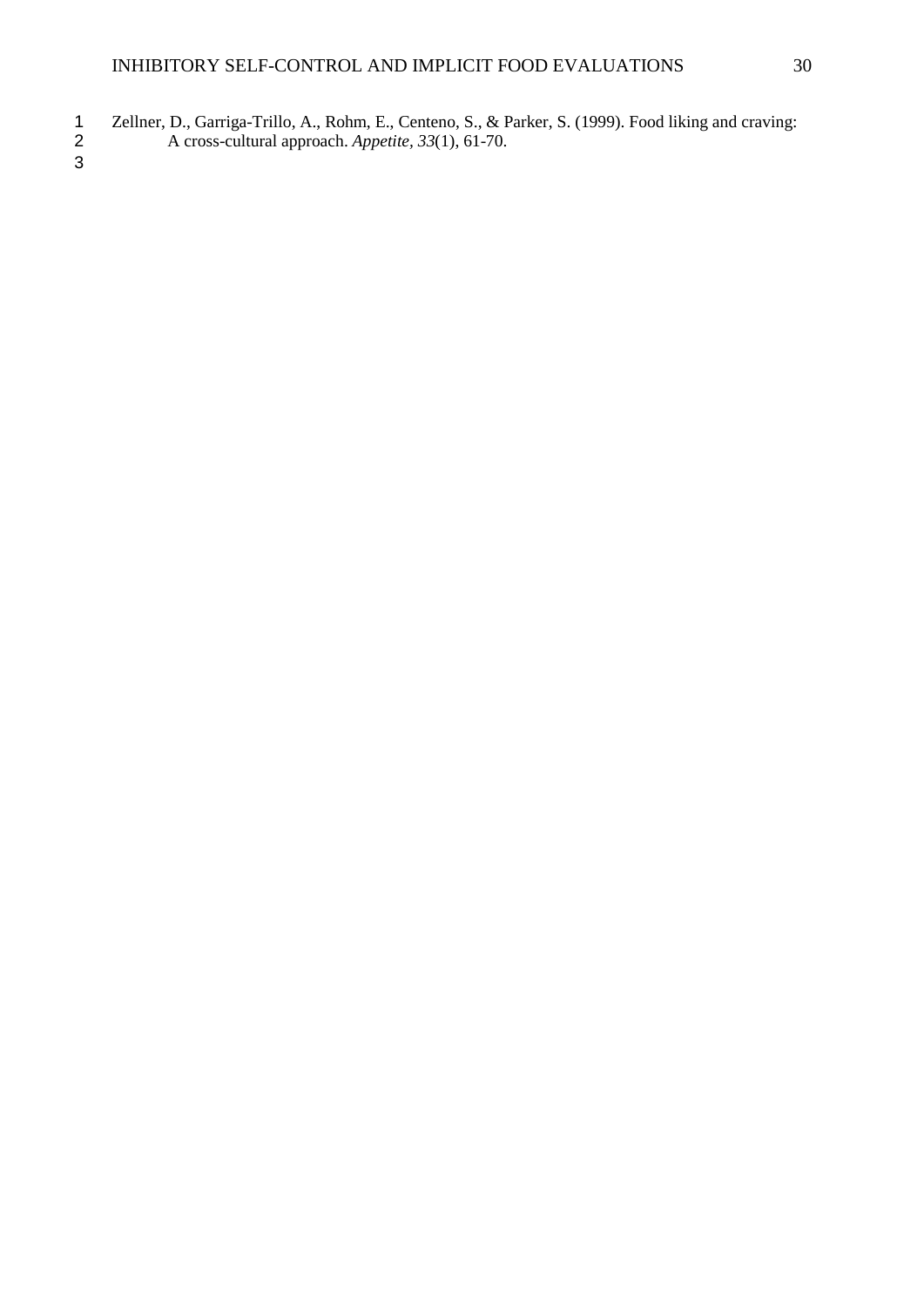Zellner, D., Garriga-Trillo, A., Rohm, E., Centeno, S., & Parker, S. (1999). Food liking and craving: A cross-cultural approach. *Appetite, 33*(1), 61-70.